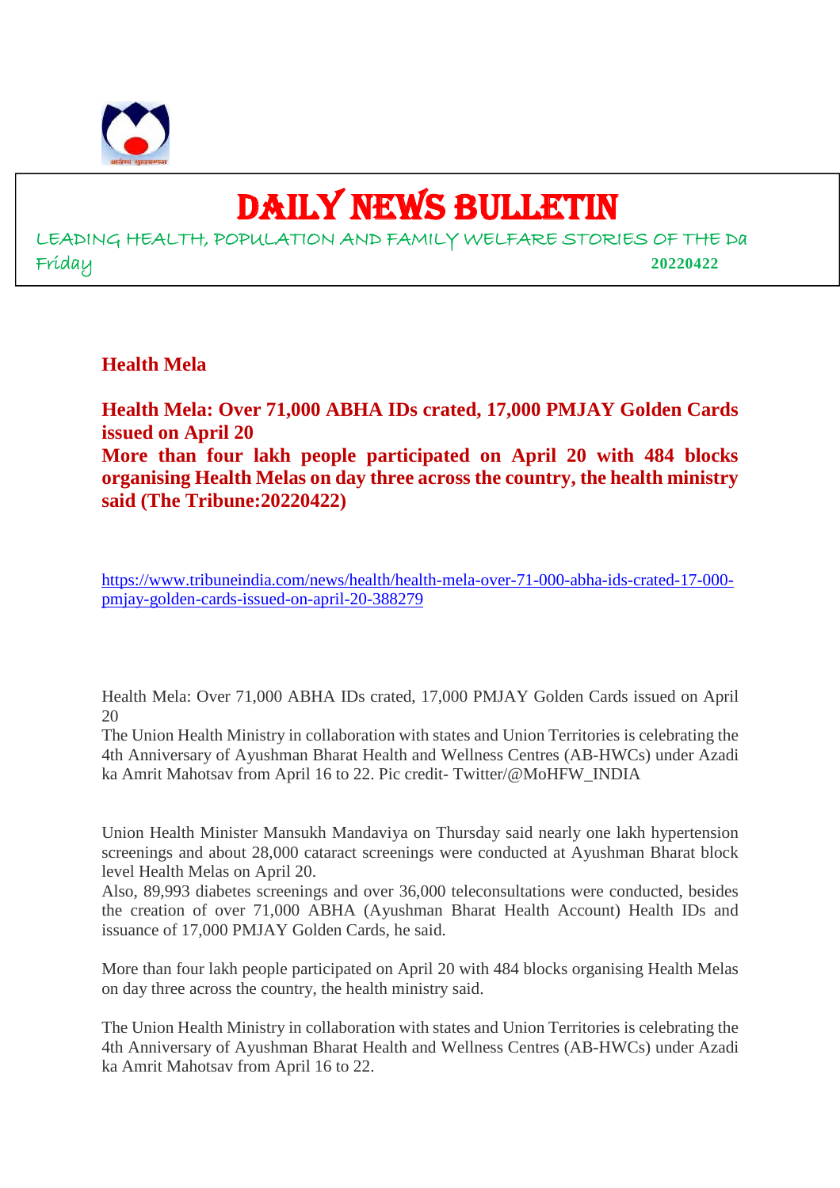# DAILY NEWS BULLETIN

LEADING HEALTH, POPULATION AND FAMILY WELFARE STORIES OF THE Da

Friday **20220422**

## Health Mela

**Health Mela: Over 71,000 ABHA IDs crated, 17,000 PMJAY Golden Cards issued on April 20**

**More than four lakh people participated on April 20 with 484 blocks organising Health Melas on day three across the country, the health ministry said (The Tribune:20220422)**

https://www.tribuneindia.com/news/health/health-mela-over-71-000-abha-ids-crated-17-000-pmjay-golden-cards-issued-on-april-20-388279

Health Mela: Over 71,000 ABHA IDs crated, 17,000 PMJAY Golden Cards issued on April 20

The Union Health Ministry in collaboration with states and Union Territories is celebrating the 4th Anniversary of Ayushman Bharat Health and Wellness Centres (AB-HWCs) under Azadi ka Amrit Mahotsav from April 16 to 22. Pic credit- Twitter/@MoHFW_INDIA

Union Health Minister Mansukh Mandaviya on Thursday said nearly one lakh hypertension screenings and about 28,000 cataract screenings were conducted at Ayushman Bharat block level Health Melas on April 20.

Also, 89,993 diabetes screenings and over 36,000 teleconsultations were conducted, besides the creation of over 71,000 ABHA (Ayushman Bharat Health Account) Health IDs and issuance of 17,000 PMJAY Golden Cards, he said.

More than four lakh people participated on April 20 with 484 blocks organising Health Melas on day three across the country, the health ministry said.

The Union Health Ministry in collaboration with states and Union Territories is celebrating the 4th Anniversary of Ayushman Bharat Health and Wellness Centres (AB-HWCs) under Azadi ka Amrit Mahotsav from April 16 to 22.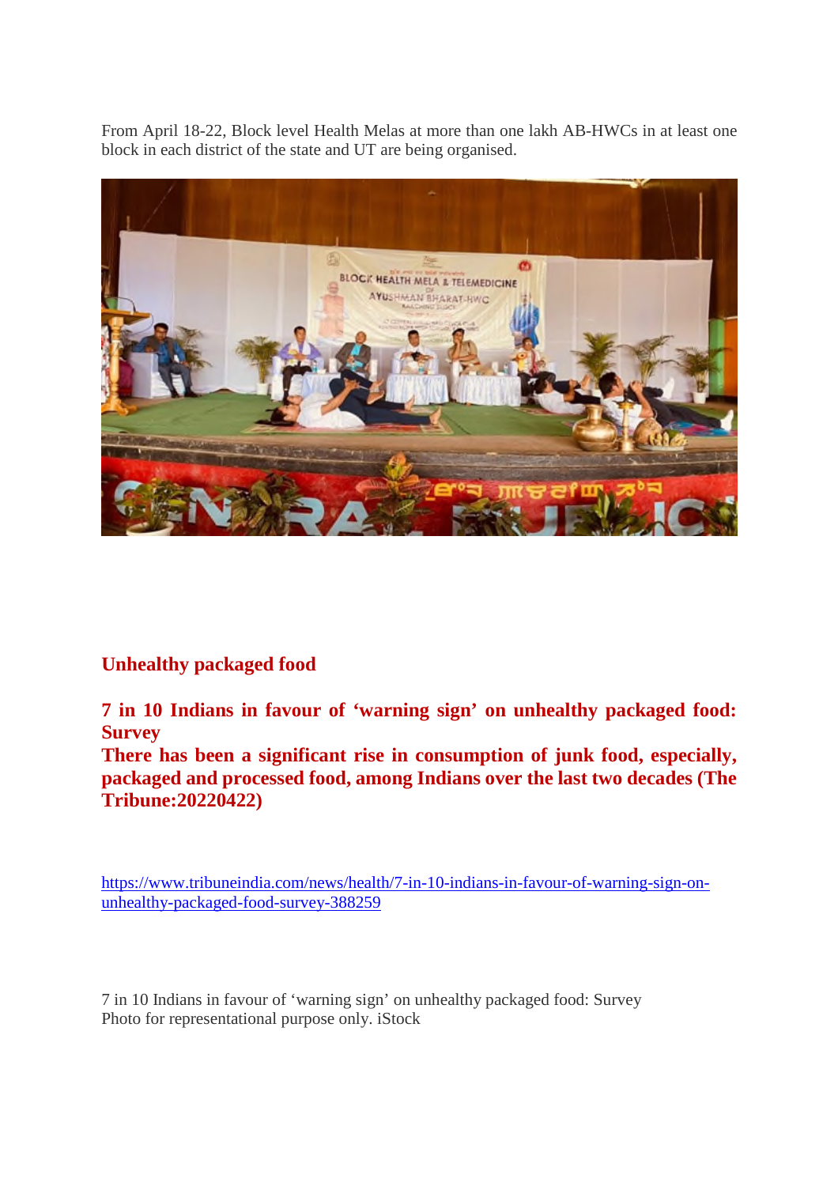From April 18-22, Block level Health Melas at more than one lakh AB-HWCs in at least one block in each district of the state and UT are being organised.

## Unhealthy packaged food

**7 in 10 Indians in favour of 'warning sign' on unhealthy packaged food: Survey**
**There has been a significant rise in consumption of junk food, especially, packaged and processed food, among Indians over the last two decades (The Tribune:20220422)**

https://www.tribuneindia.com/news/health/7-in-10-indians-in-favour-of-warning-sign-on-unhealthy-packaged-food-survey-388259

7 in 10 Indians in favour of 'warning sign' on unhealthy packaged food: Survey
Photo for representational purpose only. iStock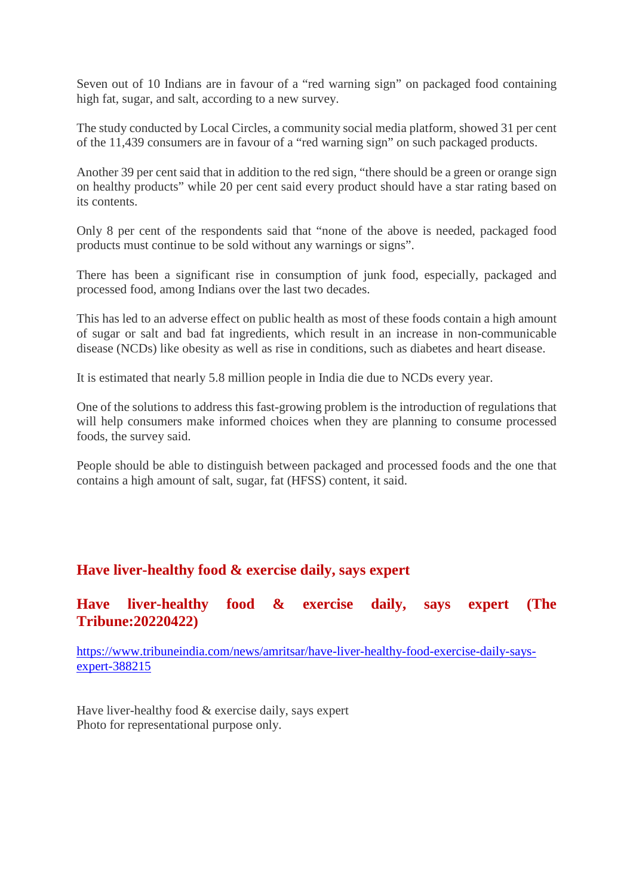Seven out of 10 Indians are in favour of a “red warning sign” on packaged food containing high fat, sugar, and salt, according to a new survey.

The study conducted by Local Circles, a community social media platform, showed 31 per cent of the 11,439 consumers are in favour of a “red warning sign” on such packaged products.

Another 39 per cent said that in addition to the red sign, “there should be a green or orange sign on healthy products” while 20 per cent said every product should have a star rating based on its contents.

Only 8 per cent of the respondents said that “none of the above is needed, packaged food products must continue to be sold without any warnings or signs”.

There has been a significant rise in consumption of junk food, especially, packaged and processed food, among Indians over the last two decades.

This has led to an adverse effect on public health as most of these foods contain a high amount of sugar or salt and bad fat ingredients, which result in an increase in non-communicable disease (NCDs) like obesity as well as rise in conditions, such as diabetes and heart disease.

It is estimated that nearly 5.8 million people in India die due to NCDs every year.

One of the solutions to address this fast-growing problem is the introduction of regulations that will help consumers make informed choices when they are planning to consume processed foods, the survey said.

People should be able to distinguish between packaged and processed foods and the one that contains a high amount of salt, sugar, fat (HFSS) content, it said.

## Have liver-healthy food & exercise daily, says expert

## Have liver-healthy food & exercise daily, says expert (The Tribune:20220422)

https://www.tribuneindia.com/news/amritsar/have-liver-healthy-food-exercise-daily-says-expert-388215

Have liver-healthy food & exercise daily, says expert
Photo for representational purpose only.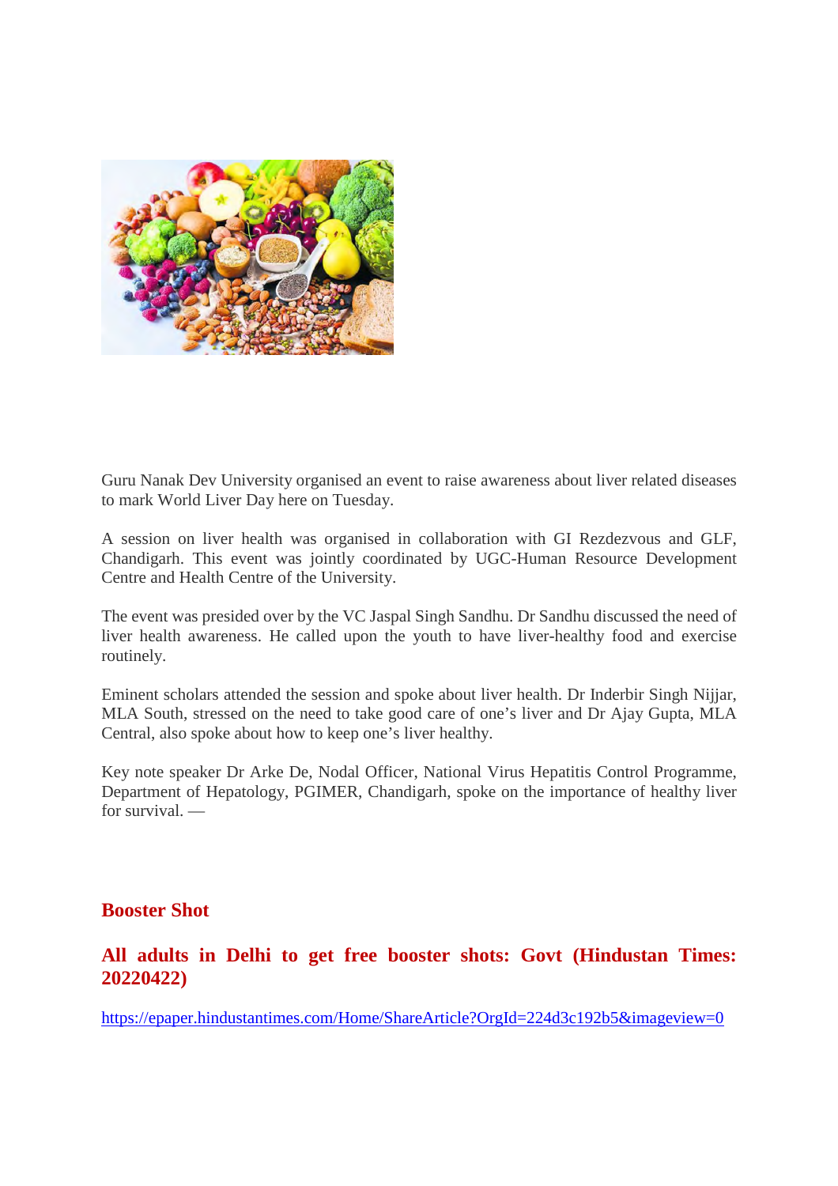Guru Nanak Dev University organised an event to raise awareness about liver related diseases to mark World Liver Day here on Tuesday.

A session on liver health was organised in collaboration with GI Rezdezvous and GLF, Chandigarh. This event was jointly coordinated by UGC-Human Resource Development Centre and Health Centre of the University.

The event was presided over by the VC Jaspal Singh Sandhu. Dr Sandhu discussed the need of liver health awareness. He called upon the youth to have liver-healthy food and exercise routinely.

Eminent scholars attended the session and spoke about liver health. Dr Inderbir Singh Nijjar, MLA South, stressed on the need to take good care of one's liver and Dr Ajay Gupta, MLA Central, also spoke about how to keep one's liver healthy.

Key note speaker Dr Arke De, Nodal Officer, National Virus Hepatitis Control Programme, Department of Hepatology, PGIMER, Chandigarh, spoke on the importance of healthy liver for survival. —

## Booster Shot

### All adults in Delhi to get free booster shots: Govt (Hindustan Times: 20220422)

https://epaper.hindustantimes.com/Home/ShareArticle?OrgId=224d3c192b5&imageview=0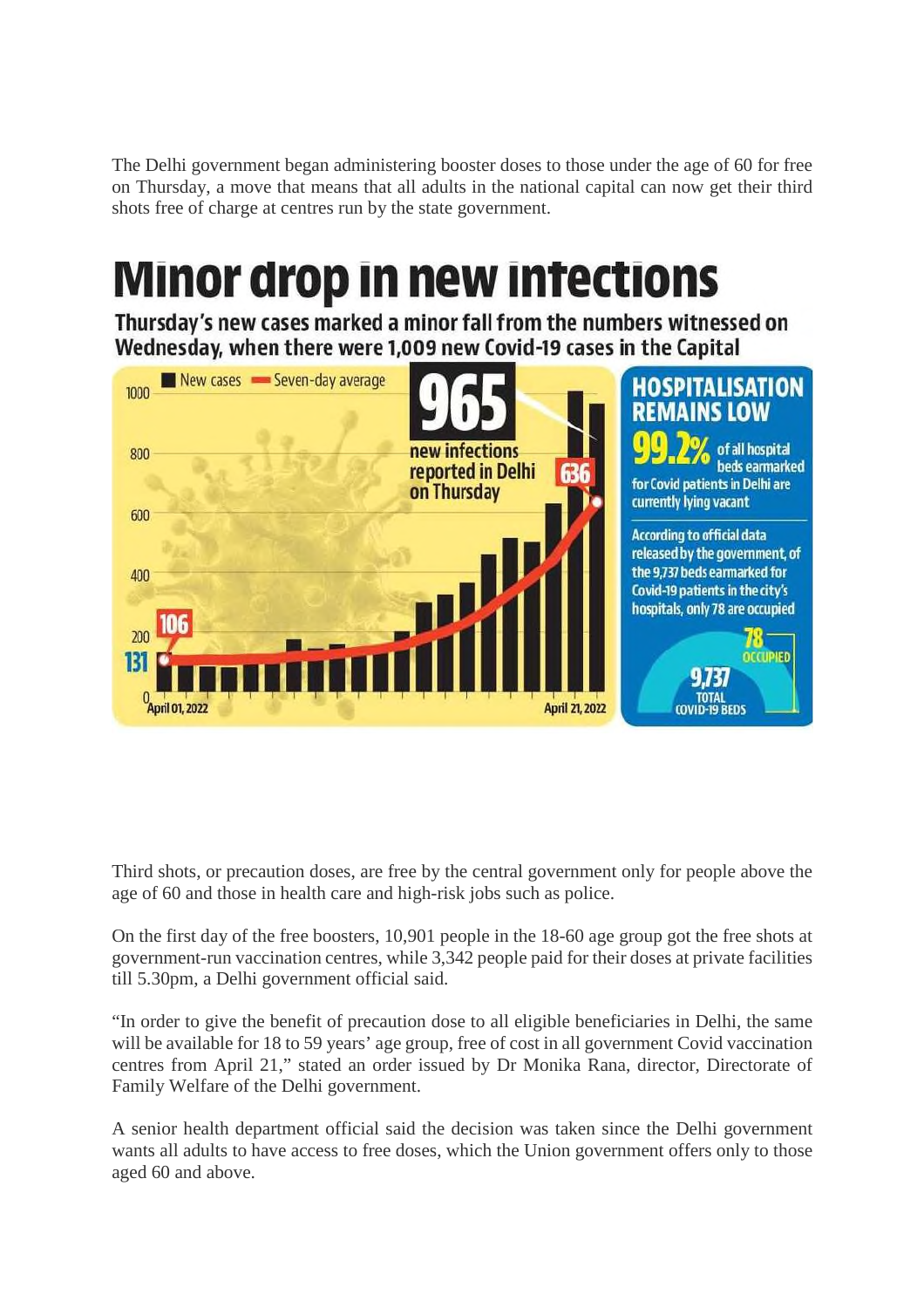The Delhi government began administering booster doses to those under the age of 60 for free on Thursday, a move that means that all adults in the national capital can now get their third shots free of charge at centres run by the state government.

# Minor drop in new infections

**Thursday's new cases marked a minor fall from the numbers witnessed on Wednesday, when there were 1,009 new Covid-19 cases in the Capital**

New cases — Seven-day average

**965** new infections reported in Delhi on Thursday

131 — 106 — 636

April 01, 2022 — April 21, 2022

## HOSPITALISATION REMAINS LOW

**99.2%** of all hospital beds earmarked for Covid patients in Delhi are currently lying vacant

According to official data released by the government, of the 9,737 beds earmarked for Covid-19 patients in the city's hospitals, only 78 are occupied

78 OCCUPIED

9,737 TOTAL COVID-19 BEDS

Third shots, or precaution doses, are free by the central government only for people above the age of 60 and those in health care and high-risk jobs such as police.

On the first day of the free boosters, 10,901 people in the 18-60 age group got the free shots at government-run vaccination centres, while 3,342 people paid for their doses at private facilities till 5.30pm, a Delhi government official said.

"In order to give the benefit of precaution dose to all eligible beneficiaries in Delhi, the same will be available for 18 to 59 years' age group, free of cost in all government Covid vaccination centres from April 21," stated an order issued by Dr Monika Rana, director, Directorate of Family Welfare of the Delhi government.

A senior health department official said the decision was taken since the Delhi government wants all adults to have access to free doses, which the Union government offers only to those aged 60 and above.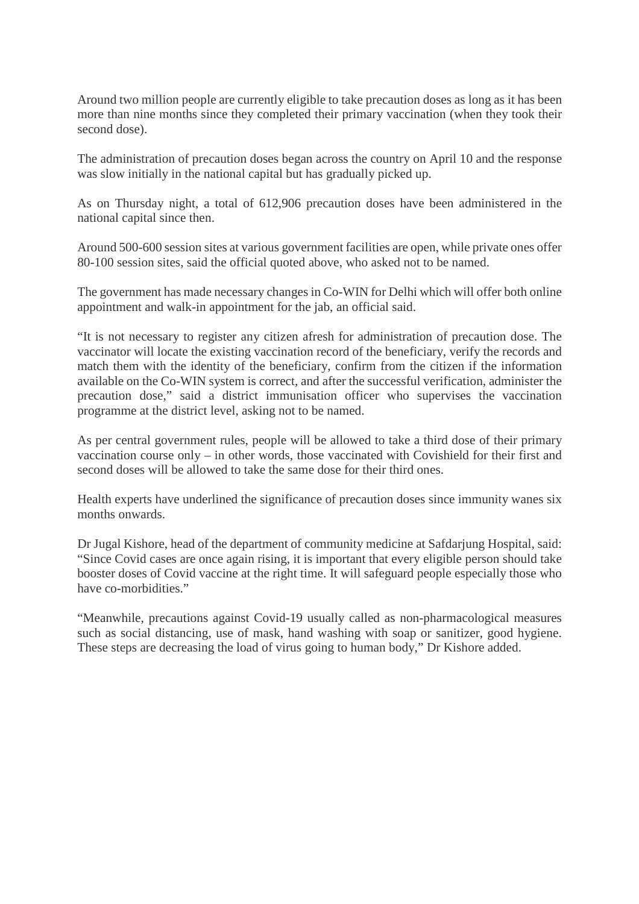Around two million people are currently eligible to take precaution doses as long as it has been more than nine months since they completed their primary vaccination (when they took their second dose).

The administration of precaution doses began across the country on April 10 and the response was slow initially in the national capital but has gradually picked up.

As on Thursday night, a total of 612,906 precaution doses have been administered in the national capital since then.

Around 500-600 session sites at various government facilities are open, while private ones offer 80-100 session sites, said the official quoted above, who asked not to be named.

The government has made necessary changes in Co-WIN for Delhi which will offer both online appointment and walk-in appointment for the jab, an official said.

"It is not necessary to register any citizen afresh for administration of precaution dose. The vaccinator will locate the existing vaccination record of the beneficiary, verify the records and match them with the identity of the beneficiary, confirm from the citizen if the information available on the Co-WIN system is correct, and after the successful verification, administer the precaution dose," said a district immunisation officer who supervises the vaccination programme at the district level, asking not to be named.

As per central government rules, people will be allowed to take a third dose of their primary vaccination course only – in other words, those vaccinated with Covishield for their first and second doses will be allowed to take the same dose for their third ones.

Health experts have underlined the significance of precaution doses since immunity wanes six months onwards.

Dr Jugal Kishore, head of the department of community medicine at Safdarjung Hospital, said: "Since Covid cases are once again rising, it is important that every eligible person should take booster doses of Covid vaccine at the right time. It will safeguard people especially those who have co-morbidities."

"Meanwhile, precautions against Covid-19 usually called as non-pharmacological measures such as social distancing, use of mask, hand washing with soap or sanitizer, good hygiene. These steps are decreasing the load of virus going to human body," Dr Kishore added.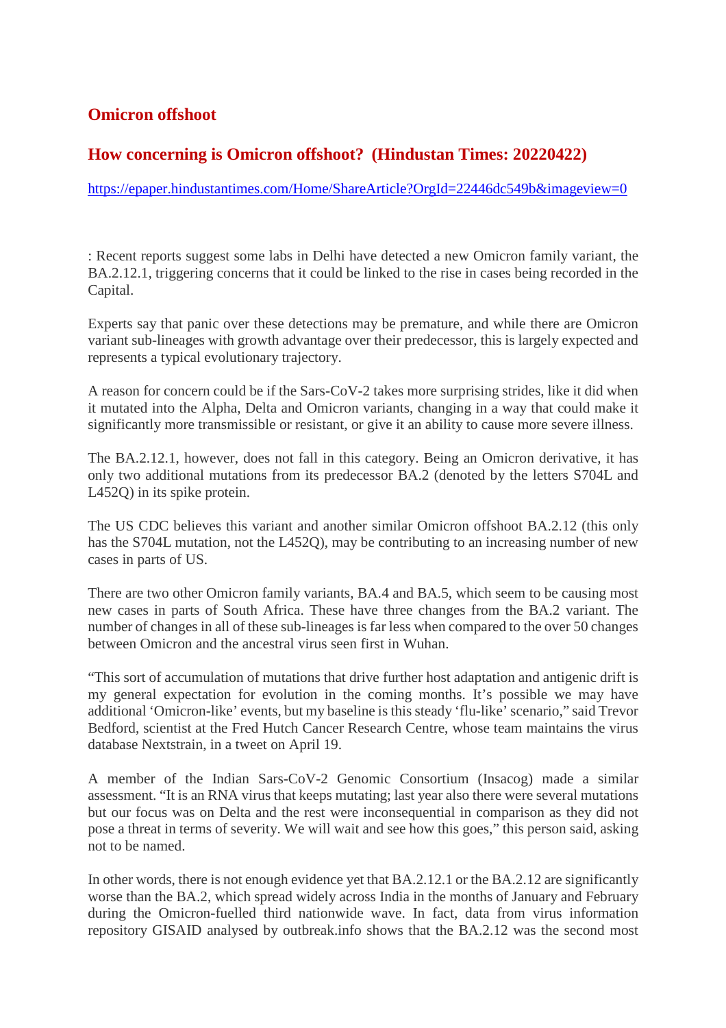## Omicron offshoot

## How concerning is Omicron offshoot? (Hindustan Times: 20220422)

https://epaper.hindustantimes.com/Home/ShareArticle?OrgId=22446dc549b&imageview=0

: Recent reports suggest some labs in Delhi have detected a new Omicron family variant, the BA.2.12.1, triggering concerns that it could be linked to the rise in cases being recorded in the Capital.

Experts say that panic over these detections may be premature, and while there are Omicron variant sub-lineages with growth advantage over their predecessor, this is largely expected and represents a typical evolutionary trajectory.

A reason for concern could be if the Sars-CoV-2 takes more surprising strides, like it did when it mutated into the Alpha, Delta and Omicron variants, changing in a way that could make it significantly more transmissible or resistant, or give it an ability to cause more severe illness.

The BA.2.12.1, however, does not fall in this category. Being an Omicron derivative, it has only two additional mutations from its predecessor BA.2 (denoted by the letters S704L and L452Q) in its spike protein.

The US CDC believes this variant and another similar Omicron offshoot BA.2.12 (this only has the S704L mutation, not the L452Q), may be contributing to an increasing number of new cases in parts of US.

There are two other Omicron family variants, BA.4 and BA.5, which seem to be causing most new cases in parts of South Africa. These have three changes from the BA.2 variant. The number of changes in all of these sub-lineages is far less when compared to the over 50 changes between Omicron and the ancestral virus seen first in Wuhan.

"This sort of accumulation of mutations that drive further host adaptation and antigenic drift is my general expectation for evolution in the coming months. It's possible we may have additional 'Omicron-like' events, but my baseline is this steady 'flu-like' scenario," said Trevor Bedford, scientist at the Fred Hutch Cancer Research Centre, whose team maintains the virus database Nextstrain, in a tweet on April 19.

A member of the Indian Sars-CoV-2 Genomic Consortium (Insacog) made a similar assessment. "It is an RNA virus that keeps mutating; last year also there were several mutations but our focus was on Delta and the rest were inconsequential in comparison as they did not pose a threat in terms of severity. We will wait and see how this goes," this person said, asking not to be named.

In other words, there is not enough evidence yet that BA.2.12.1 or the BA.2.12 are significantly worse than the BA.2, which spread widely across India in the months of January and February during the Omicron-fuelled third nationwide wave. In fact, data from virus information repository GISAID analysed by outbreak.info shows that the BA.2.12 was the second most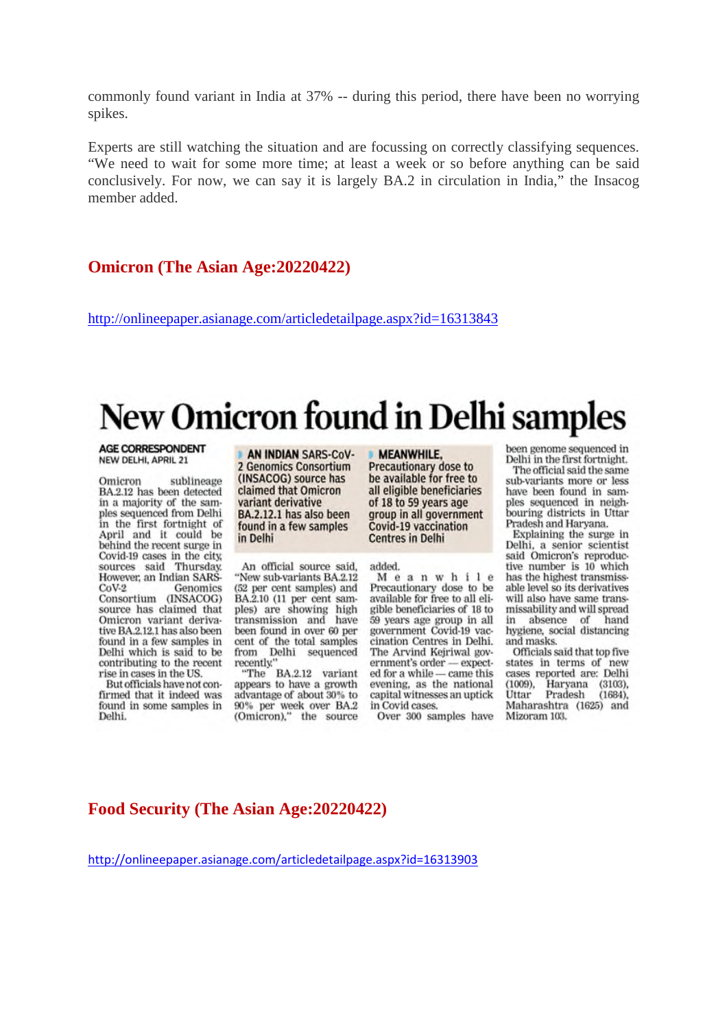commonly found variant in India at 37% -- during this period, there have been no worrying spikes.

Experts are still watching the situation and are focussing on correctly classifying sequences. “We need to wait for some more time; at least a week or so before anything can be said conclusively. For now, we can say it is largely BA.2 in circulation in India,” the Insacog member added.

## Omicron (The Asian Age:20220422)

http://onlineepaper.asianage.com/articledetailpage.aspx?id=16313843

# New Omicron found in Delhi samples

**AGE CORRESPONDENT**
NEW DELHI, APRIL 21

Omicron sublineage BA.2.12 has been detected in a majority of the samples sequenced from Delhi in the first fortnight of April and it could be behind the recent surge in Covid-19 cases in the city, sources said Thursday. However, an Indian SARS-CoV-2 Genomics Consortium (INSACOG) source has claimed that Omicron variant derivative BA.2.12.1 has also been found in a few samples in Delhi which is said to be contributing to the recent rise in cases in the US.

But officials have not confirmed that it indeed was found in some samples in Delhi.

**AN INDIAN SARS-CoV-2 Genomics Consortium (INSACOG) source has claimed that Omicron variant derivative BA.2.12.1 has also been found in a few samples in Delhi**

An official source said, "New sub-variants BA.2.12 (52 per cent samples) and BA.2.10 (11 per cent samples) are showing high transmission and have been found in over 60 per cent of the total samples from Delhi sequenced recently."

"The BA.2.12 variant appears to have a growth advantage of about 30% to 90% per week over BA.2 (Omicron)," the source added.

**MEANWHILE, Precautionary dose to be available for free to all eligible beneficiaries of 18 to 59 years age group in all government Covid-19 vaccination Centres in Delhi**

Meanwhile Precautionary dose to be available for free to all eligible beneficiaries of 18 to 59 years age group in all government Covid-19 vaccination Centres in Delhi. The Arvind Kejriwal government's order — expected for a while — came this evening, as the national capital witnesses an uptick in Covid cases.

Over 300 samples have been genome sequenced in Delhi in the first fortnight.

The official said the same sub-variants more or less have been found in samples sequenced in neighbouring districts in Uttar Pradesh and Haryana.

Explaining the surge in Delhi, a senior scientist said Omicron's reproductive number is 10 which has the highest transmissible level so its derivatives will also have same transmissability and will spread in absence of hand hygiene, social distancing and masks.

Officials said that top five states in terms of new cases reported are: Delhi (1009), Haryana (3103), Uttar Pradesh (1684), Maharashtra (1625) and Mizoram 103.

## Food Security (The Asian Age:20220422)

http://onlineepaper.asianage.com/articledetailpage.aspx?id=16313903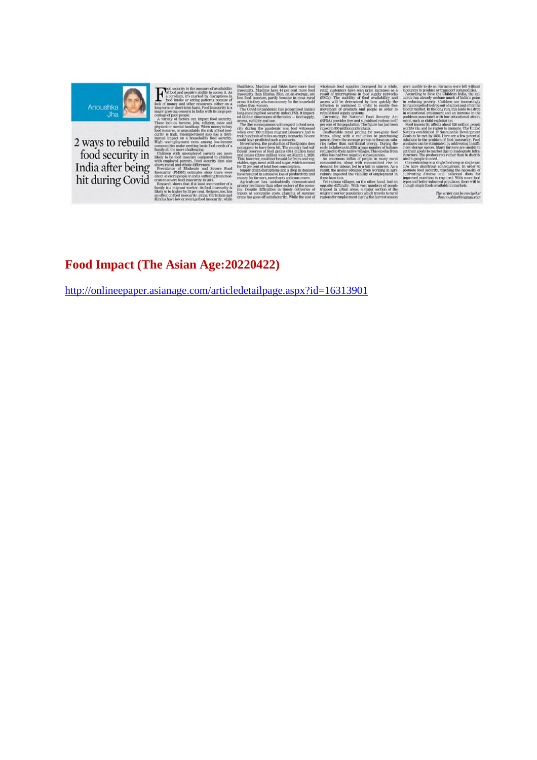Anoushka Jha

# 2 ways to rebuild food security in India after being hit during Covid

Food security is the measure of availability of food and people's ability to access it. As a corollary, it's marked by disruptions in food intake or eating patterns because of lack of money and other resources, either on a long-term or short-term basis. Food insecurity is a major growing concern in India with its large percentage of poor people.

A variety of factors can impact food security. These include income, jobs, religion, caste and physical or mental handicap. When money to buy food is scarce, or unavailable, the risk of food insecurity is high. Unemployment also has a detrimental impact on a household's food security. High unemployment rates among low-income communities make meeting basic food needs of a family all the more challenging.

Children with unemployed parents are more likely to be food insecure compared to children with employed parents. Food security data also shows racial and ethnic differences.

Prevalence of Moderate and Severe Food Insecurity (PMSFI) estimates show there were about 43 crore people in India suffering from moderate to severe food insecurity in 2019.

Research shows that if at least one member of a family is a migrant worker, its food insecurity is likely to be higher by 35 per cent. Religion, too, has an effect on food insecurity. Jains, Christians and Hindus have low or average food insecurity, while Buddhists, Muslims and Sikhs have more food insecurity. Muslims have 44 per cent more food insecurity than Hindus. Men, on an average, are less food insecure, partly because in most rural areas it is they who earn money for the household rather than women.

The Covid-19 pandemic has jeopardised India's long-standing food security index (FSI). It impacted all four dimensions of the index — food supply, access, stability and use.

The dire consequences with regard to food security during the pandemic was best witnessed when over 100 million migrant labourers had to trek hundreds of miles on empty stomachs. No one could have predicted such a scenario.

Nevertheless, the production of foodgrains does not appear to have been hit. The country had sufficient reserves of food grains (58.4 million tons) and pulses (three million tons) on March 1, 2020. This, however, could not be said for fruits and vegetables, eggs, meat, milk and sugar, which account for 78 per cent of total food consumption.

Supply chain disruptions and a drop in demand have resulted in a massive loss of productivity and money for farmers, merchants and consumers.

Agriculture has undoubtedly demonstrated greater resilience than other sectors of the economy. Despite difficulties in timely deliveries of inputs at acceptable costs, planting of summer crops has gone off satisfactorily. While the cost of wholesale food supplies decreased for a while, retail customers have seen price increases as a result of interruptions in food supply networks (FSCs). The stability of food availability and access will be determined by how quickly the infection is contained in order to enable free movement of products and people in order to rebuild food supply systems.

Currently, the National Food Security Act (NFSA) provides free and subsidised rations to 67 per cent of the population. The figure has just been raised to 800 million individuals.

Unaffordable retail pricing for non-grain food items, along with a reduction in purchasing power, drove the average person to focus on calories rather than nutritional energy. During the early lockdowns in 2020, a huge number of Indians returned to their native villages. This exodus from cities has had two negative consequences.

An enormous influx of people in many rural communities, along with concomitant rise in demand for labour, led to a fall in salaries. As a result, the money obtained from working in agriculture impacted the viability of employment in those locations.

Yet various villages, on the other hand, had an opposite difficulty. With vast numbers of people trapped in urban areas, a major section of the migrant worker population which travels to rural regions for employment during the harvest season were unable to do so. Farmers were left without labourers to produce or transport commodities.

According to Save the Children India, the epidemic has already undone much of India's gains in reducing poverty. Children are increasingly being compelled to drop out of school and enter the labour market. In the long run, this leads to a drop in educational attainment and an increase in the problems associated with low educational attainment, such as child exploitation.

Food insecurity affects about 820 million people worldwide, and no region is immune. The United Nations established 17 Sustainable Development Goals to be met by 2030. Here are a few potential solutions to the problem of food insecurity: Food wastages can be eliminated by addressing insufficient storage spaces. Many farmers are unable to get their goods to market due to inadequate infrastructure. The produce rots rather than be distributed to people in need.

Concentrating on a single food crop or staple can also have disastrous consequences. In order to promote food security, teaching the necessity of cultivating diverse and balanced diets for improved nutrition is required. With more food types and better-informed populaces, there will be enough staple foods available in markets.

*The writer can be reached at jhaanoushka@@gmail.com*

## Food Impact (The Asian Age:20220422)

http://onlineepaper.asianage.com/articledetailpage.aspx?id=16313901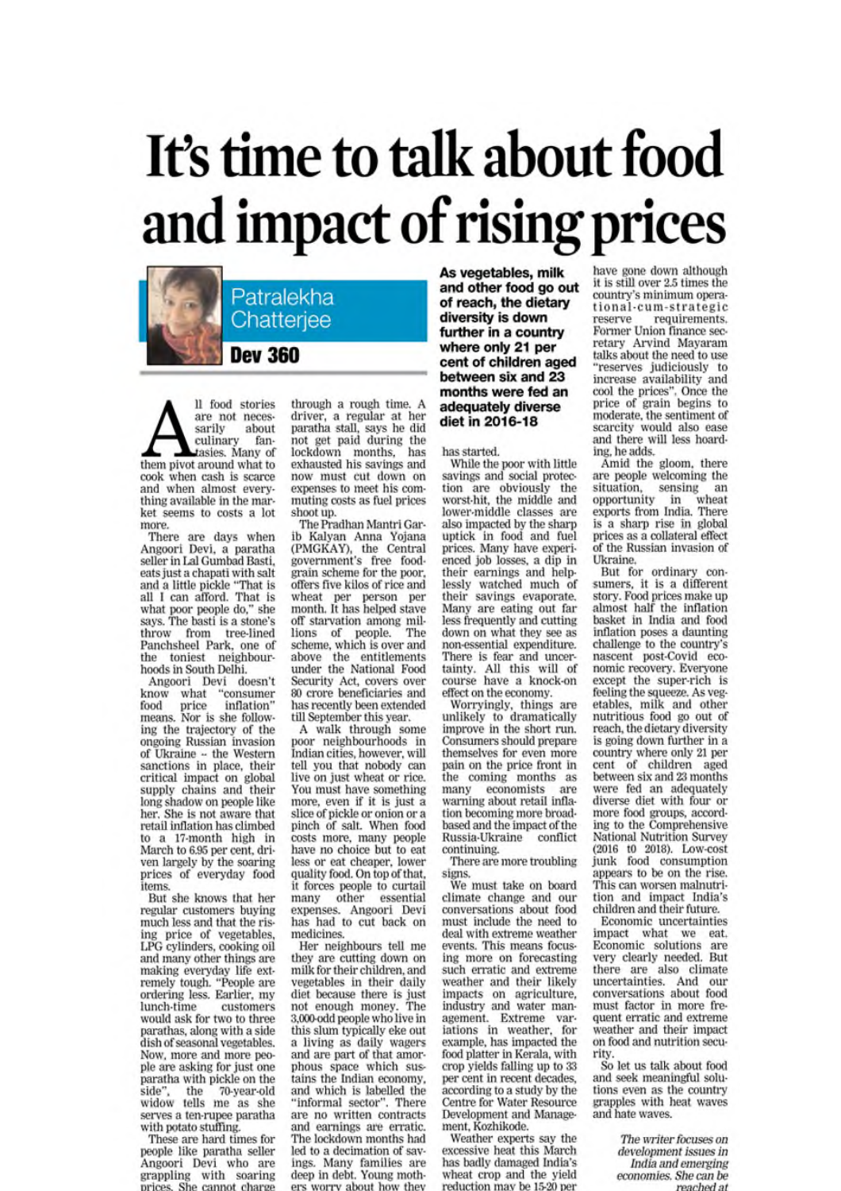# It's time to talk about food and impact of rising prices

Patralekha Chatterjee

**Dev 360**

All food stories are not necessarily about culinary fantasies. Many of them pivot around what to cook when cash is scarce and when almost everything available in the market seems to costs a lot more.

There are days when Angoori Devi, a paratha seller in Lal Gumbad Basti, eats just a chapati with salt and a little pickle "That is all I can afford. That is what poor people do," she says. The basti is a stone's throw from tree-lined Panchsheel Park, one of the toniest neighbourhoods in South Delhi.

Angoori Devi doesn't know what "consumer food price inflation" means. Nor is she following the trajectory of the ongoing Russian invasion of Ukraine -- the Western sanctions in place, their critical impact on global supply chains and their long shadow on people like her. She is not aware that retail inflation has climbed to a 17-month high in March to 6.95 per cent, driven largely by the soaring prices of everyday food items.

But she knows that her regular customers buying much less and that the rising price of vegetables, LPG cylinders, cooking oil and many other things are making everyday life extremely tough. "People are ordering less. Earlier, my lunch-time customers would ask for two to three parathas, along with a side dish of seasonal vegetables. Now, more and more people are asking for just one paratha with pickle on the side", the 70-year-old widow tells me as she serves a ten-rupee paratha with potato stuffing.

These are hard times for people like paratha seller Angoori Devi who are grappling with soaring prices. She cannot charge more as her customers are also going through a rough time. A driver, a regular at her paratha stall, says he did not get paid during the lockdown months, has exhausted his savings and now must cut down on expenses to meet his commuting costs as fuel prices shoot up.

The Pradhan Mantri Garib Kalyan Anna Yojana (PMGKAY), the Central government's free food-grain scheme for the poor, offers five kilos of rice and wheat per person per month. It has helped stave off starvation among millions of people. The scheme, which is over and above the entitlements under the National Food Security Act, covers over 80 crore beneficiaries and has recently been extended till September this year.

A walk through some poor neighbourhoods in Indian cities, however, will tell you that nobody can live on just wheat or rice. You must have something more, even if it is just a slice of pickle or onion or a pinch of salt. When food costs more, many people have no choice but to eat less or eat cheaper, lower quality food. On top of that, it forces people to curtail many other essential expenses. Angoori Devi has had to cut back on medicines.

Her neighbours tell me they are cutting down on milk for their children, and vegetables in their daily diet because there is just not enough money. The 3,000-odd people who live in this slum typically eke out a living as daily wagers and are part of that amorphous space which sustains the Indian economy, and which is labelled the "informal sector". There are no written contracts and earnings are erratic. The lockdown months had led to a decimation of savings. Many families are deep in debt. Young mothers worry about how they will pay school fees now that physical schooling has started.

**As vegetables, milk and other food go out of reach, the dietary diversity is down further in a country where only 21 per cent of children aged between six and 23 months were fed an adequately diverse diet in 2016-18**

While the poor with little savings and social protection are obviously the worst-hit, the middle and lower-middle classes are also impacted by the sharp uptick in food and fuel prices. Many have experienced job losses, a dip in their earnings and helplessly watched much of their savings evaporate. Many are eating out far less frequently and cutting down on what they see as non-essential expenditure. There is fear and uncertainty. All this will of course have a knock-on effect on the economy.

Worryingly, things are unlikely to dramatically improve in the short run. Consumers should prepare themselves for even more pain on the price front in the coming months as many economists are warning about retail inflation becoming more broad-based and the impact of the Russia-Ukraine conflict continuing.

There are more troubling signs.

We must take on board climate change and our conversations about food must include the need to deal with extreme weather events. This means focusing more on forecasting such erratic and extreme weather and their likely impacts on agriculture, industry and water management. Extreme variations in weather, for example, has impacted the food platter in Kerala, with crop yields falling up to 33 per cent in recent decades, according to a study by the Centre for Water Resource Development and Management, Kozhikode.

Weather experts say the excessive heat this March has badly damaged India's wheat crop and the yield reduction may be 15-20 per cent in some places. Wheat stocks in the central pool have gone down although it is still over 2.5 times the country's minimum operational-cum-strategic reserve requirements. Former Union finance secretary Arvind Mayaram talks about the need to use "reserves judiciously to increase availability and cool the prices". Once the price of grain begins to moderate, the sentiment of scarcity would also ease and there will less hoarding, he adds.

Amid the gloom, there are people welcoming the situation, sensing an opportunity in wheat exports from India. There is a sharp rise in global prices as a collateral effect of the Russian invasion of Ukraine.

But for ordinary consumers, it is a different story. Food prices make up almost half the inflation basket in India and food inflation poses a daunting challenge to the country's nascent post-Covid economic recovery. Everyone except the super-rich is feeling the squeeze. As vegetables, milk and other nutritious food go out of reach, the dietary diversity is going down further in a country where only 21 per cent of children aged between six and 23 months were fed an adequately diverse diet with four or more food groups, according to the Comprehensive National Nutrition Survey (2016 t0 2018). Low-cost junk food consumption appears to be on the rise. This can worsen malnutrition and impact India's children and their future.

Economic uncertainties impact what we eat. Economic solutions are very clearly needed. But there are also climate uncertainties. And our conversations about food must factor in more frequent erratic and extreme weather and their impact on food and nutrition security.

So let us talk about food and seek meaningful solutions even as the country grapples with heat waves and hate waves.

*The writer focuses on development issues in India and emerging economies. She can be reached at*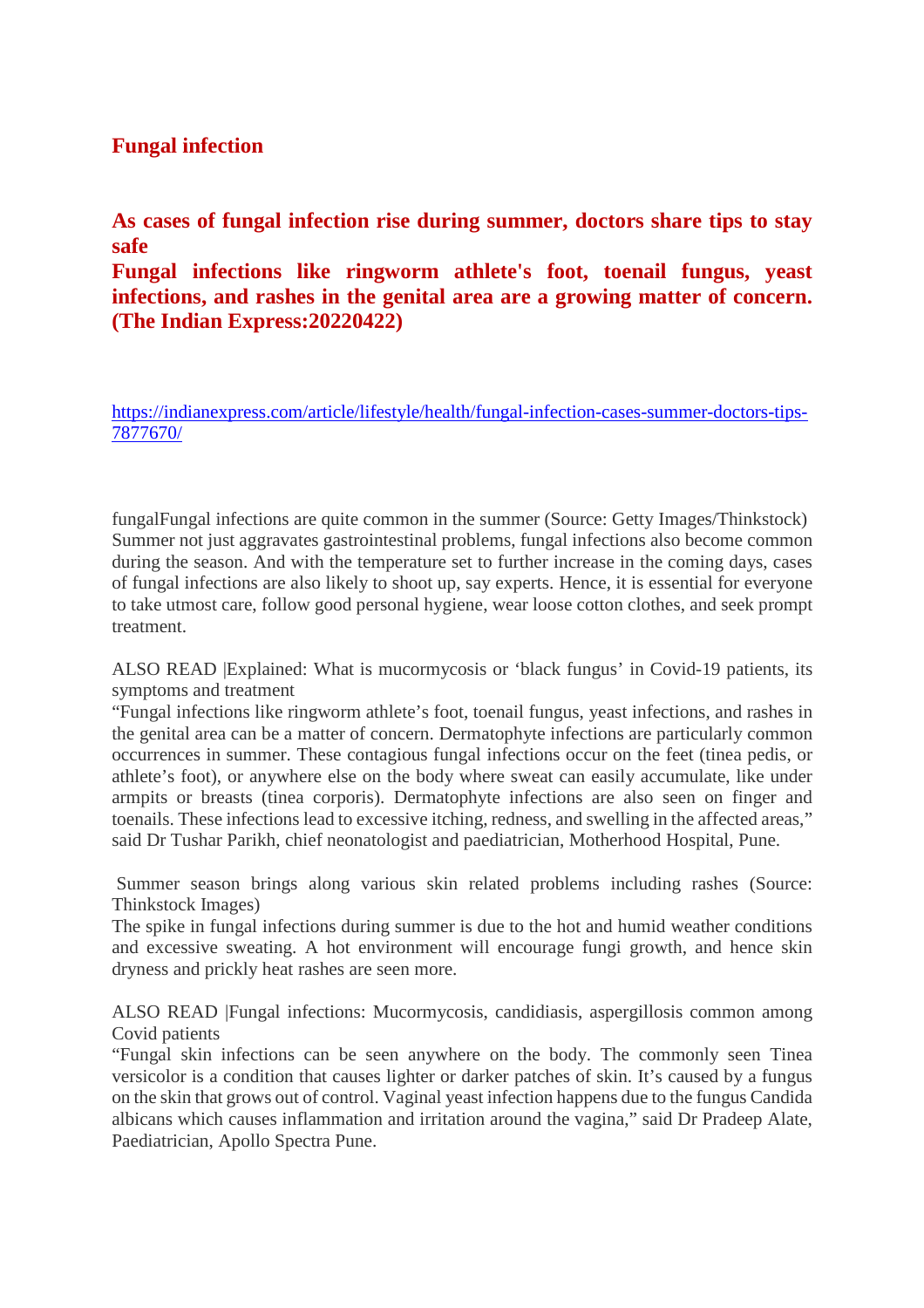## Fungal infection

### As cases of fungal infection rise during summer, doctors share tips to stay safe

### Fungal infections like ringworm athlete's foot, toenail fungus, yeast infections, and rashes in the genital area are a growing matter of concern. (The Indian Express:20220422)

https://indianexpress.com/article/lifestyle/health/fungal-infection-cases-summer-doctors-tips-7877670/

fungalFungal infections are quite common in the summer (Source: Getty Images/Thinkstock)
Summer not just aggravates gastrointestinal problems, fungal infections also become common during the season. And with the temperature set to further increase in the coming days, cases of fungal infections are also likely to shoot up, say experts. Hence, it is essential for everyone to take utmost care, follow good personal hygiene, wear loose cotton clothes, and seek prompt treatment.

ALSO READ |Explained: What is mucormycosis or 'black fungus' in Covid-19 patients, its symptoms and treatment
"Fungal infections like ringworm athlete's foot, toenail fungus, yeast infections, and rashes in the genital area can be a matter of concern. Dermatophyte infections are particularly common occurrences in summer. These contagious fungal infections occur on the feet (tinea pedis, or athlete's foot), or anywhere else on the body where sweat can easily accumulate, like under armpits or breasts (tinea corporis). Dermatophyte infections are also seen on finger and toenails. These infections lead to excessive itching, redness, and swelling in the affected areas," said Dr Tushar Parikh, chief neonatologist and paediatrician, Motherhood Hospital, Pune.

Summer season brings along various skin related problems including rashes (Source: Thinkstock Images)
The spike in fungal infections during summer is due to the hot and humid weather conditions and excessive sweating. A hot environment will encourage fungi growth, and hence skin dryness and prickly heat rashes are seen more.

ALSO READ |Fungal infections: Mucormycosis, candidiasis, aspergillosis common among Covid patients
"Fungal skin infections can be seen anywhere on the body. The commonly seen Tinea versicolor is a condition that causes lighter or darker patches of skin. It's caused by a fungus on the skin that grows out of control. Vaginal yeast infection happens due to the fungus Candida albicans which causes inflammation and irritation around the vagina," said Dr Pradeep Alate, Paediatrician, Apollo Spectra Pune.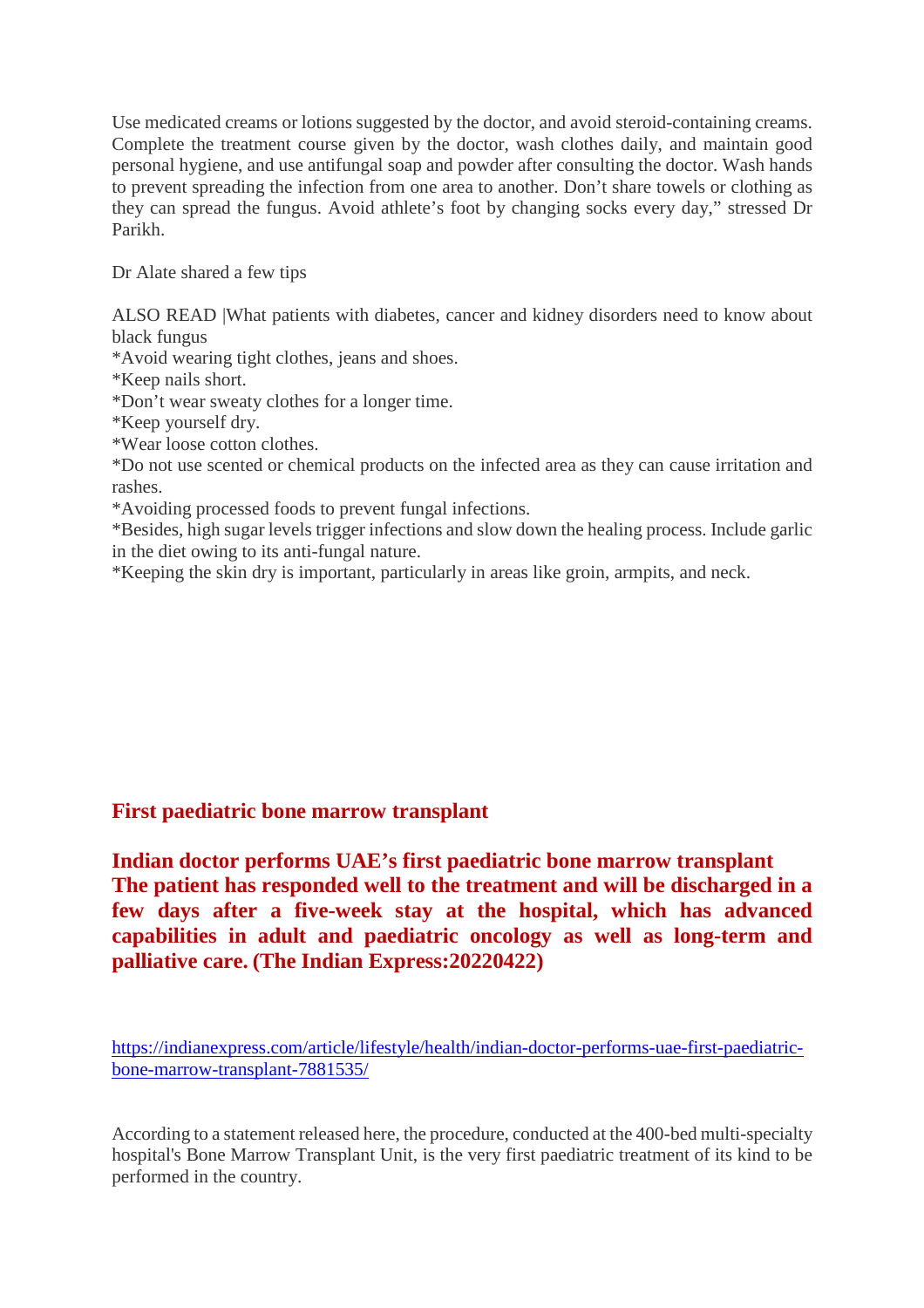Use medicated creams or lotions suggested by the doctor, and avoid steroid-containing creams. Complete the treatment course given by the doctor, wash clothes daily, and maintain good personal hygiene, and use antifungal soap and powder after consulting the doctor. Wash hands to prevent spreading the infection from one area to another. Don't share towels or clothing as they can spread the fungus. Avoid athlete's foot by changing socks every day," stressed Dr Parikh.

Dr Alate shared a few tips

ALSO READ |What patients with diabetes, cancer and kidney disorders need to know about black fungus

*Avoid wearing tight clothes, jeans and shoes.
*Keep nails short.
*Don't wear sweaty clothes for a longer time.
*Keep yourself dry.
*Wear loose cotton clothes.
*Do not use scented or chemical products on the infected area as they can cause irritation and rashes.
*Avoiding processed foods to prevent fungal infections.
*Besides, high sugar levels trigger infections and slow down the healing process. Include garlic in the diet owing to its anti-fungal nature.
*Keeping the skin dry is important, particularly in areas like groin, armpits, and neck.

## First paediatric bone marrow transplant

**Indian doctor performs UAE's first paediatric bone marrow transplant**
**The patient has responded well to the treatment and will be discharged in a few days after a five-week stay at the hospital, which has advanced capabilities in adult and paediatric oncology as well as long-term and palliative care. (The Indian Express:20220422)**

https://indianexpress.com/article/lifestyle/health/indian-doctor-performs-uae-first-paediatric-bone-marrow-transplant-7881535/

According to a statement released here, the procedure, conducted at the 400-bed multi-specialty hospital's Bone Marrow Transplant Unit, is the very first paediatric treatment of its kind to be performed in the country.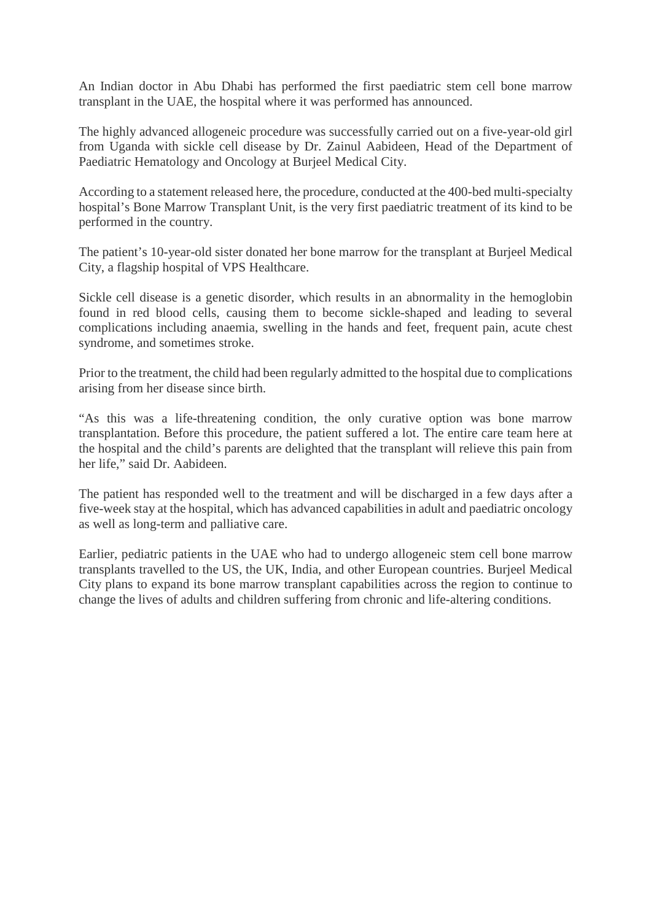An Indian doctor in Abu Dhabi has performed the first paediatric stem cell bone marrow transplant in the UAE, the hospital where it was performed has announced.

The highly advanced allogeneic procedure was successfully carried out on a five-year-old girl from Uganda with sickle cell disease by Dr. Zainul Aabideen, Head of the Department of Paediatric Hematology and Oncology at Burjeel Medical City.

According to a statement released here, the procedure, conducted at the 400-bed multi-specialty hospital's Bone Marrow Transplant Unit, is the very first paediatric treatment of its kind to be performed in the country.

The patient's 10-year-old sister donated her bone marrow for the transplant at Burjeel Medical City, a flagship hospital of VPS Healthcare.

Sickle cell disease is a genetic disorder, which results in an abnormality in the hemoglobin found in red blood cells, causing them to become sickle-shaped and leading to several complications including anaemia, swelling in the hands and feet, frequent pain, acute chest syndrome, and sometimes stroke.

Prior to the treatment, the child had been regularly admitted to the hospital due to complications arising from her disease since birth.

"As this was a life-threatening condition, the only curative option was bone marrow transplantation. Before this procedure, the patient suffered a lot. The entire care team here at the hospital and the child's parents are delighted that the transplant will relieve this pain from her life," said Dr. Aabideen.

The patient has responded well to the treatment and will be discharged in a few days after a five-week stay at the hospital, which has advanced capabilities in adult and paediatric oncology as well as long-term and palliative care.

Earlier, pediatric patients in the UAE who had to undergo allogeneic stem cell bone marrow transplants travelled to the US, the UK, India, and other European countries. Burjeel Medical City plans to expand its bone marrow transplant capabilities across the region to continue to change the lives of adults and children suffering from chronic and life-altering conditions.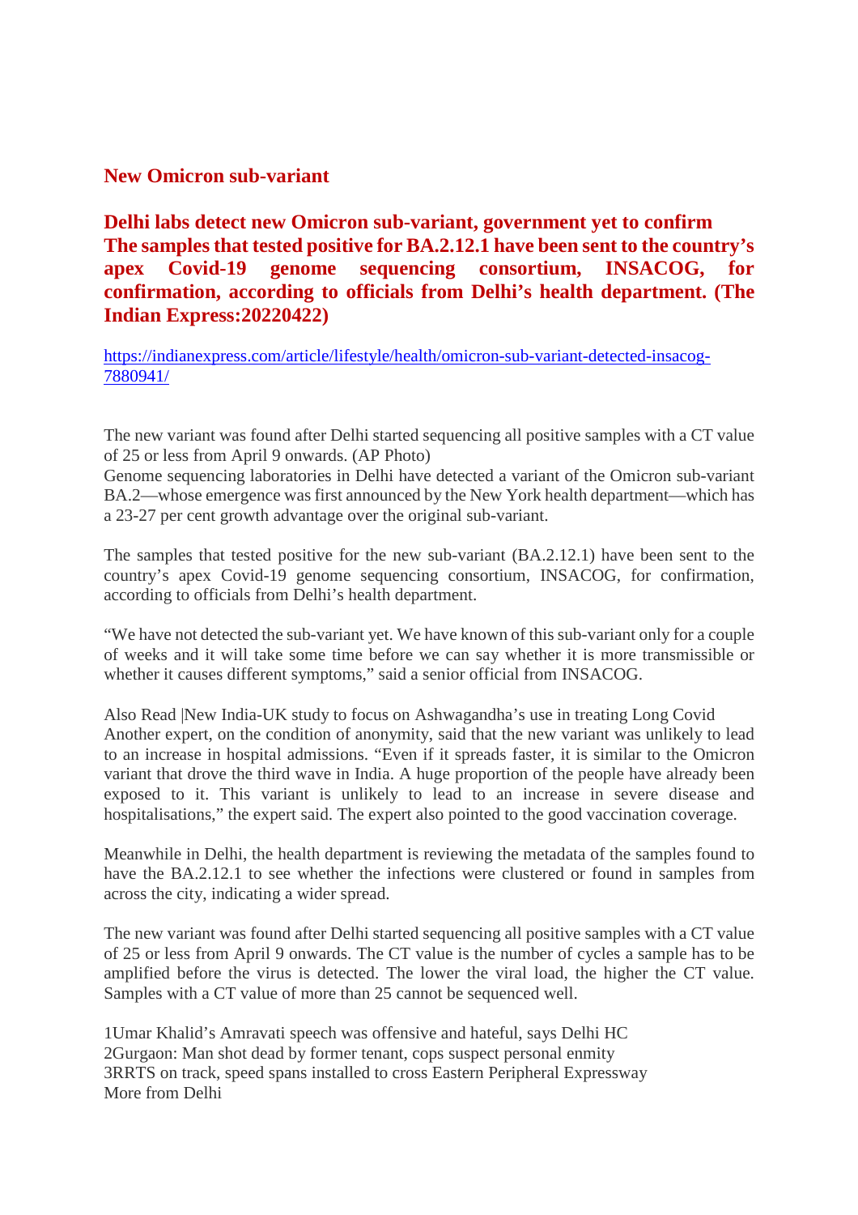## New Omicron sub-variant

**Delhi labs detect new Omicron sub-variant, government yet to confirm**
**The samples that tested positive for BA.2.12.1 have been sent to the country's apex Covid-19 genome sequencing consortium, INSACOG, for confirmation, according to officials from Delhi's health department. (The Indian Express:20220422)**

https://indianexpress.com/article/lifestyle/health/omicron-sub-variant-detected-insacog-7880941/

The new variant was found after Delhi started sequencing all positive samples with a CT value of 25 or less from April 9 onwards. (AP Photo)
Genome sequencing laboratories in Delhi have detected a variant of the Omicron sub-variant BA.2—whose emergence was first announced by the New York health department—which has a 23-27 per cent growth advantage over the original sub-variant.

The samples that tested positive for the new sub-variant (BA.2.12.1) have been sent to the country's apex Covid-19 genome sequencing consortium, INSACOG, for confirmation, according to officials from Delhi's health department.

"We have not detected the sub-variant yet. We have known of this sub-variant only for a couple of weeks and it will take some time before we can say whether it is more transmissible or whether it causes different symptoms," said a senior official from INSACOG.

Also Read |New India-UK study to focus on Ashwagandha's use in treating Long Covid
Another expert, on the condition of anonymity, said that the new variant was unlikely to lead to an increase in hospital admissions. "Even if it spreads faster, it is similar to the Omicron variant that drove the third wave in India. A huge proportion of the people have already been exposed to it. This variant is unlikely to lead to an increase in severe disease and hospitalisations," the expert said. The expert also pointed to the good vaccination coverage.

Meanwhile in Delhi, the health department is reviewing the metadata of the samples found to have the BA.2.12.1 to see whether the infections were clustered or found in samples from across the city, indicating a wider spread.

The new variant was found after Delhi started sequencing all positive samples with a CT value of 25 or less from April 9 onwards. The CT value is the number of cycles a sample has to be amplified before the virus is detected. The lower the viral load, the higher the CT value. Samples with a CT value of more than 25 cannot be sequenced well.

1Umar Khalid's Amravati speech was offensive and hateful, says Delhi HC
2Gurgaon: Man shot dead by former tenant, cops suspect personal enmity
3RRTS on track, speed spans installed to cross Eastern Peripheral Expressway
More from Delhi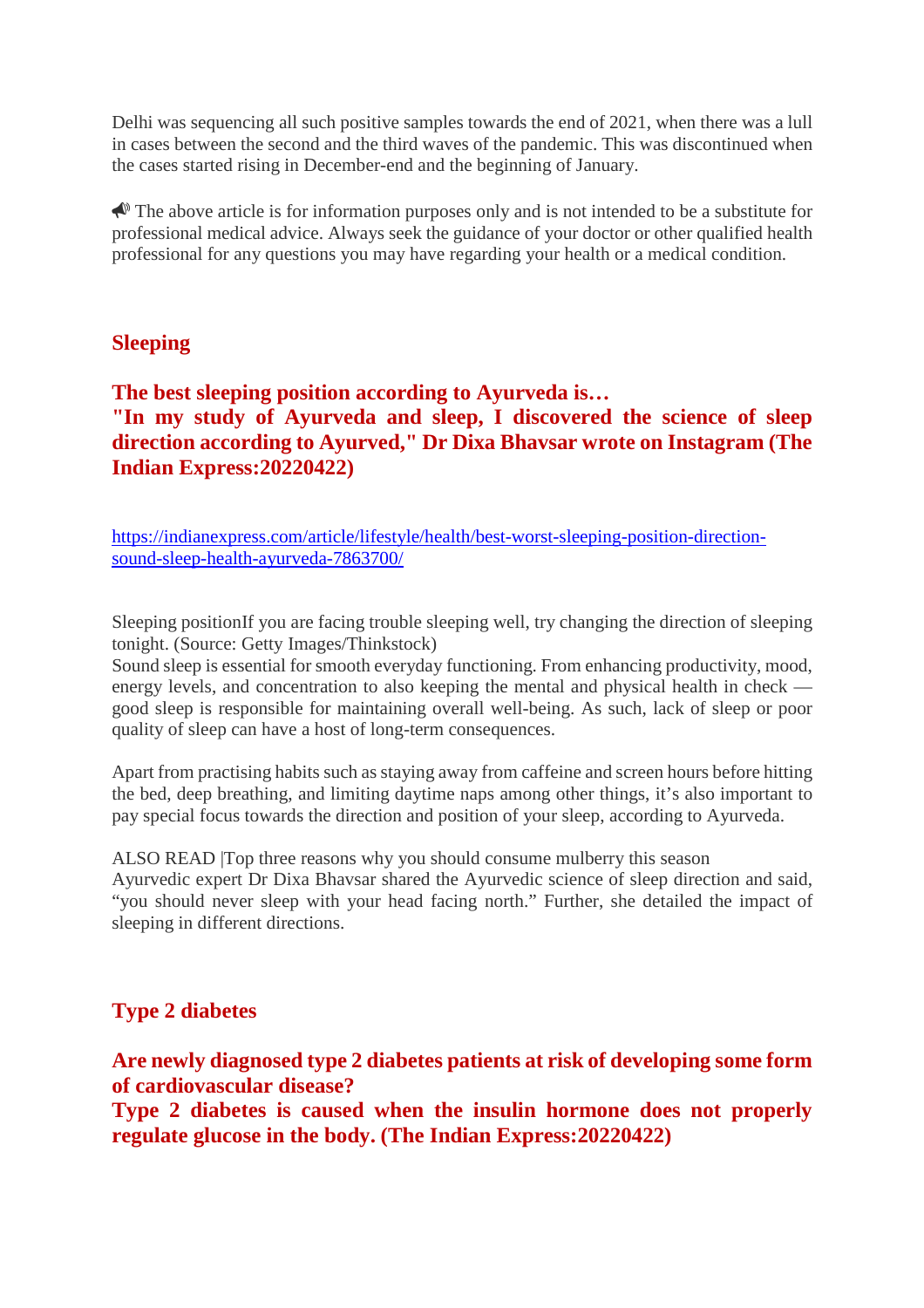Delhi was sequencing all such positive samples towards the end of 2021, when there was a lull in cases between the second and the third waves of the pandemic. This was discontinued when the cases started rising in December-end and the beginning of January.

📢 The above article is for information purposes only and is not intended to be a substitute for professional medical advice. Always seek the guidance of your doctor or other qualified health professional for any questions you may have regarding your health or a medical condition.

## Sleeping

**The best sleeping position according to Ayurveda is…**
**"In my study of Ayurveda and sleep, I discovered the science of sleep direction according to Ayurved," Dr Dixa Bhavsar wrote on Instagram (The Indian Express:20220422)**

https://indianexpress.com/article/lifestyle/health/best-worst-sleeping-position-direction-sound-sleep-health-ayurveda-7863700/

Sleeping positionIf you are facing trouble sleeping well, try changing the direction of sleeping tonight. (Source: Getty Images/Thinkstock)
Sound sleep is essential for smooth everyday functioning. From enhancing productivity, mood, energy levels, and concentration to also keeping the mental and physical health in check — good sleep is responsible for maintaining overall well-being. As such, lack of sleep or poor quality of sleep can have a host of long-term consequences.

Apart from practising habits such as staying away from caffeine and screen hours before hitting the bed, deep breathing, and limiting daytime naps among other things, it's also important to pay special focus towards the direction and position of your sleep, according to Ayurveda.

ALSO READ |Top three reasons why you should consume mulberry this season
Ayurvedic expert Dr Dixa Bhavsar shared the Ayurvedic science of sleep direction and said, "you should never sleep with your head facing north." Further, she detailed the impact of sleeping in different directions.

## Type 2 diabetes

**Are newly diagnosed type 2 diabetes patients at risk of developing some form of cardiovascular disease?**
**Type 2 diabetes is caused when the insulin hormone does not properly regulate glucose in the body. (The Indian Express:20220422)**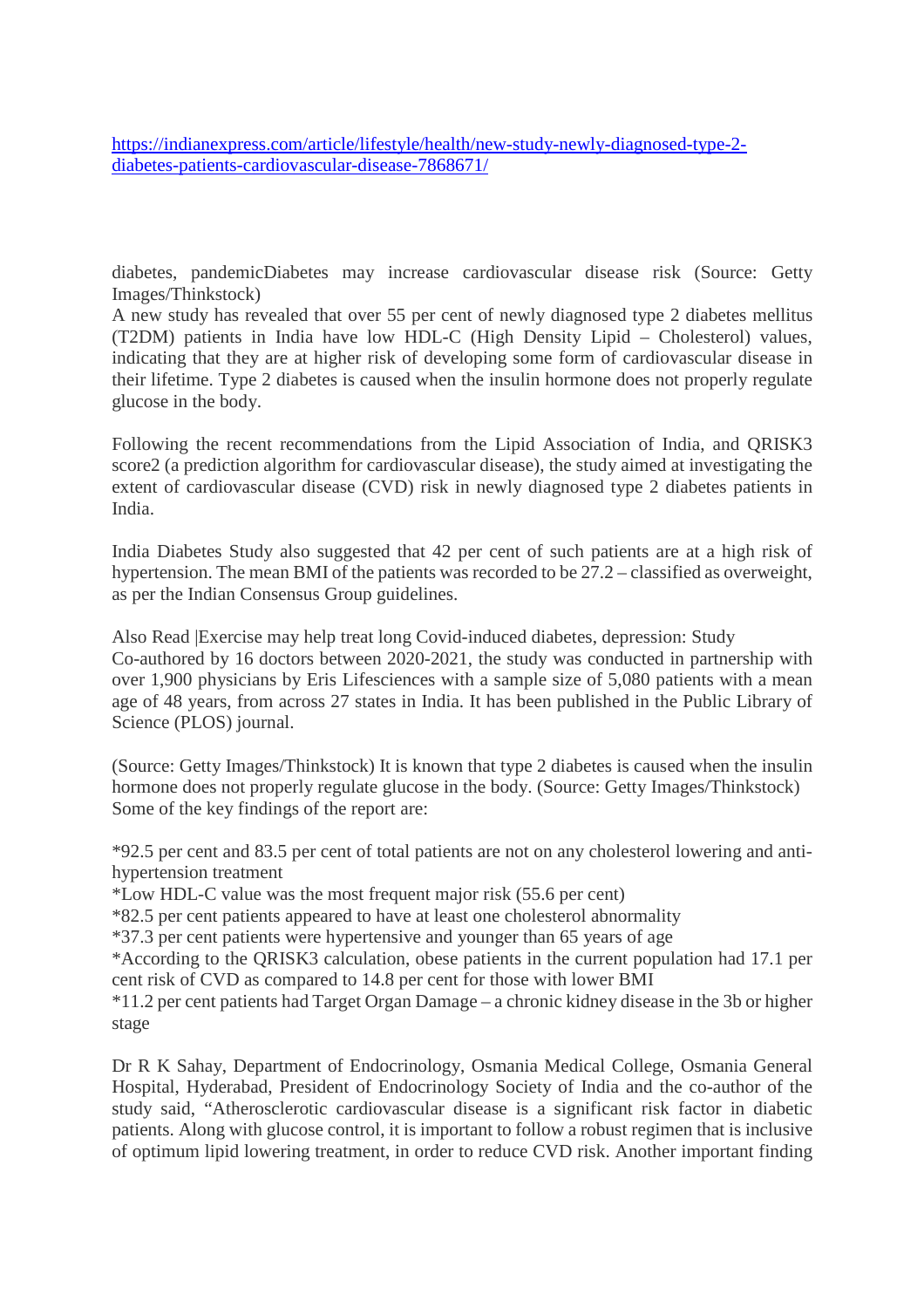[https://indianexpress.com/article/lifestyle/health/new-study-newly-diagnosed-type-2-diabetes-patients-cardiovascular-disease-7868671/](https://indianexpress.com/article/lifestyle/health/new-study-newly-diagnosed-type-2-diabetes-patients-cardiovascular-disease-7868671/)

diabetes, pandemicDiabetes may increase cardiovascular disease risk (Source: Getty Images/Thinkstock)

A new study has revealed that over 55 per cent of newly diagnosed type 2 diabetes mellitus (T2DM) patients in India have low HDL-C (High Density Lipid – Cholesterol) values, indicating that they are at higher risk of developing some form of cardiovascular disease in their lifetime. Type 2 diabetes is caused when the insulin hormone does not properly regulate glucose in the body.

Following the recent recommendations from the Lipid Association of India, and QRISK3 score2 (a prediction algorithm for cardiovascular disease), the study aimed at investigating the extent of cardiovascular disease (CVD) risk in newly diagnosed type 2 diabetes patients in India.

India Diabetes Study also suggested that 42 per cent of such patients are at a high risk of hypertension. The mean BMI of the patients was recorded to be 27.2 – classified as overweight, as per the Indian Consensus Group guidelines.

Also Read |Exercise may help treat long Covid-induced diabetes, depression: Study

Co-authored by 16 doctors between 2020-2021, the study was conducted in partnership with over 1,900 physicians by Eris Lifesciences with a sample size of 5,080 patients with a mean age of 48 years, from across 27 states in India. It has been published in the Public Library of Science (PLOS) journal.

(Source: Getty Images/Thinkstock) It is known that type 2 diabetes is caused when the insulin hormone does not properly regulate glucose in the body. (Source: Getty Images/Thinkstock)

Some of the key findings of the report are:

*92.5 per cent and 83.5 per cent of total patients are not on any cholesterol lowering and anti-hypertension treatment
*Low HDL-C value was the most frequent major risk (55.6 per cent)
*82.5 per cent patients appeared to have at least one cholesterol abnormality
*37.3 per cent patients were hypertensive and younger than 65 years of age
*According to the QRISK3 calculation, obese patients in the current population had 17.1 per cent risk of CVD as compared to 14.8 per cent for those with lower BMI
*11.2 per cent patients had Target Organ Damage – a chronic kidney disease in the 3b or higher stage

Dr R K Sahay, Department of Endocrinology, Osmania Medical College, Osmania General Hospital, Hyderabad, President of Endocrinology Society of India and the co-author of the study said, "Atherosclerotic cardiovascular disease is a significant risk factor in diabetic patients. Along with glucose control, it is important to follow a robust regimen that is inclusive of optimum lipid lowering treatment, in order to reduce CVD risk. Another important finding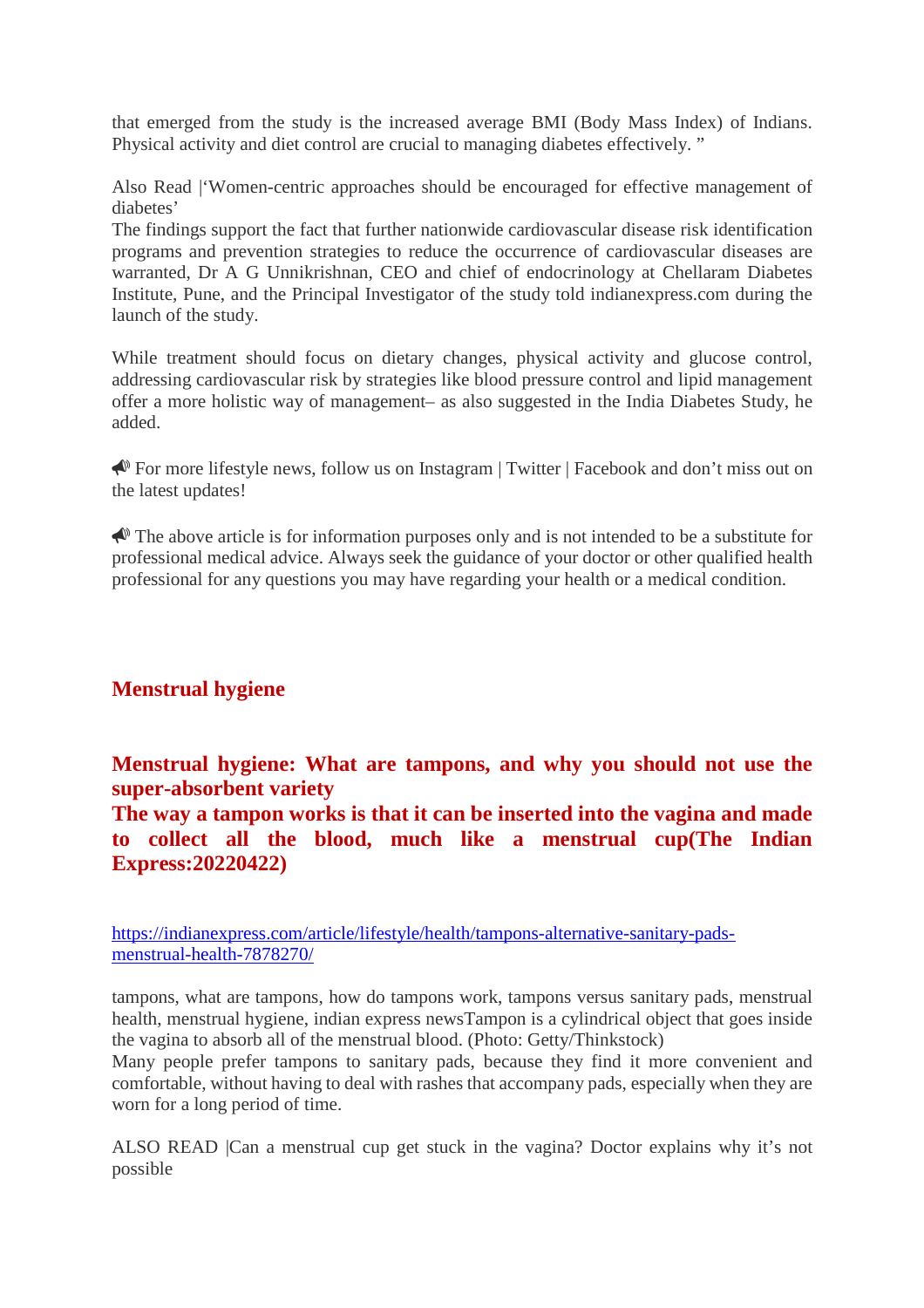that emerged from the study is the increased average BMI (Body Mass Index) of Indians. Physical activity and diet control are crucial to managing diabetes effectively. "

Also Read |'Women-centric approaches should be encouraged for effective management of diabetes'
The findings support the fact that further nationwide cardiovascular disease risk identification programs and prevention strategies to reduce the occurrence of cardiovascular diseases are warranted, Dr A G Unnikrishnan, CEO and chief of endocrinology at Chellaram Diabetes Institute, Pune, and the Principal Investigator of the study told indianexpress.com during the launch of the study.

While treatment should focus on dietary changes, physical activity and glucose control, addressing cardiovascular risk by strategies like blood pressure control and lipid management offer a more holistic way of management– as also suggested in the India Diabetes Study, he added.

📣 For more lifestyle news, follow us on Instagram | Twitter | Facebook and don't miss out on the latest updates!

📣 The above article is for information purposes only and is not intended to be a substitute for professional medical advice. Always seek the guidance of your doctor or other qualified health professional for any questions you may have regarding your health or a medical condition.

## Menstrual hygiene

## Menstrual hygiene: What are tampons, and why you should not use the super-absorbent variety
## The way a tampon works is that it can be inserted into the vagina and made to collect all the blood, much like a menstrual cup(The Indian Express:20220422)

https://indianexpress.com/article/lifestyle/health/tampons-alternative-sanitary-pads-menstrual-health-7878270/

tampons, what are tampons, how do tampons work, tampons versus sanitary pads, menstrual health, menstrual hygiene, indian express newsTampon is a cylindrical object that goes inside the vagina to absorb all of the menstrual blood. (Photo: Getty/Thinkstock)
Many people prefer tampons to sanitary pads, because they find it more convenient and comfortable, without having to deal with rashes that accompany pads, especially when they are worn for a long period of time.

ALSO READ |Can a menstrual cup get stuck in the vagina? Doctor explains why it's not possible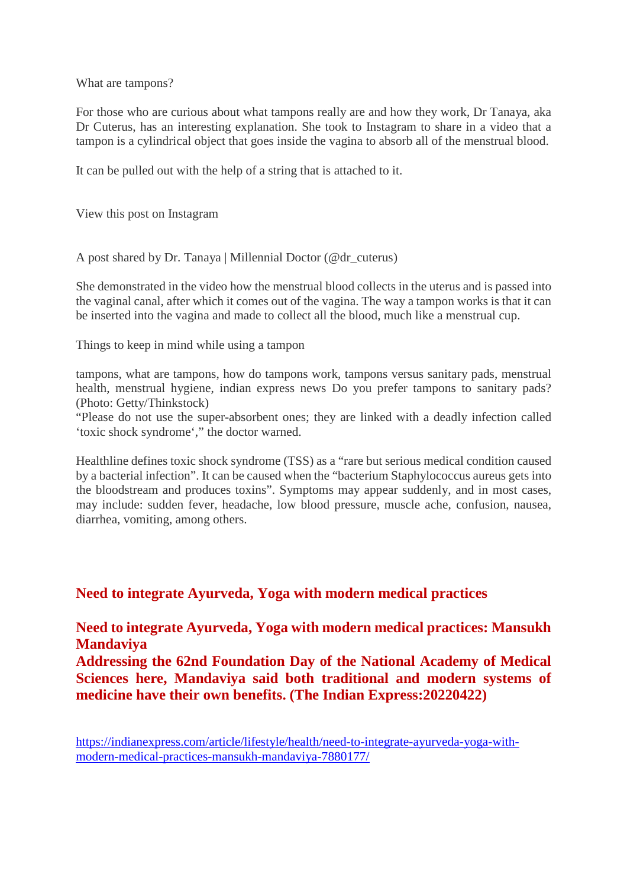What are tampons?

For those who are curious about what tampons really are and how they work, Dr Tanaya, aka Dr Cuterus, has an interesting explanation. She took to Instagram to share in a video that a tampon is a cylindrical object that goes inside the vagina to absorb all of the menstrual blood.

It can be pulled out with the help of a string that is attached to it.

View this post on Instagram

A post shared by Dr. Tanaya | Millennial Doctor (@dr_cuterus)

She demonstrated in the video how the menstrual blood collects in the uterus and is passed into the vaginal canal, after which it comes out of the vagina. The way a tampon works is that it can be inserted into the vagina and made to collect all the blood, much like a menstrual cup.

Things to keep in mind while using a tampon

tampons, what are tampons, how do tampons work, tampons versus sanitary pads, menstrual health, menstrual hygiene, indian express news Do you prefer tampons to sanitary pads? (Photo: Getty/Thinkstock)

"Please do not use the super-absorbent ones; they are linked with a deadly infection called 'toxic shock syndrome'," the doctor warned.

Healthline defines toxic shock syndrome (TSS) as a "rare but serious medical condition caused by a bacterial infection". It can be caused when the "bacterium Staphylococcus aureus gets into the bloodstream and produces toxins". Symptoms may appear suddenly, and in most cases, may include: sudden fever, headache, low blood pressure, muscle ache, confusion, nausea, diarrhea, vomiting, among others.

## Need to integrate Ayurveda, Yoga with modern medical practices

**Need to integrate Ayurveda, Yoga with modern medical practices: Mansukh Mandaviya**
**Addressing the 62nd Foundation Day of the National Academy of Medical Sciences here, Mandaviya said both traditional and modern systems of medicine have their own benefits. (The Indian Express:20220422)**

https://indianexpress.com/article/lifestyle/health/need-to-integrate-ayurveda-yoga-with-modern-medical-practices-mansukh-mandaviya-7880177/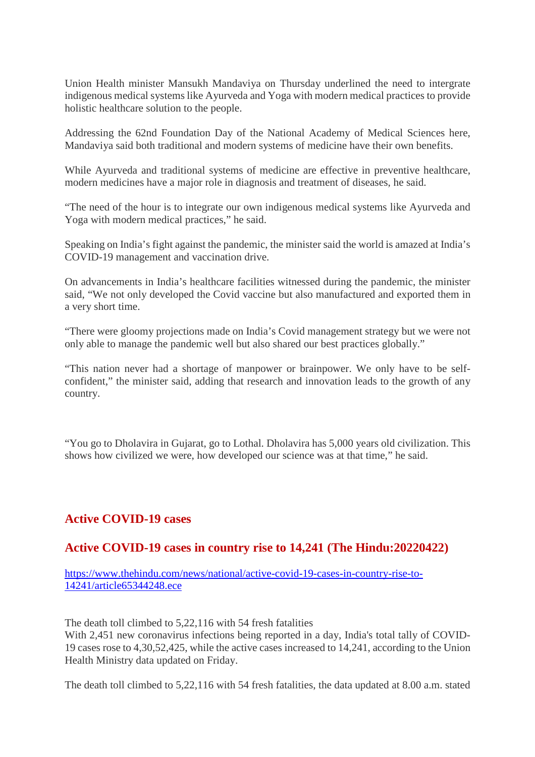Union Health minister Mansukh Mandaviya on Thursday underlined the need to intergrate indigenous medical systems like Ayurveda and Yoga with modern medical practices to provide holistic healthcare solution to the people.

Addressing the 62nd Foundation Day of the National Academy of Medical Sciences here, Mandaviya said both traditional and modern systems of medicine have their own benefits.

While Ayurveda and traditional systems of medicine are effective in preventive healthcare, modern medicines have a major role in diagnosis and treatment of diseases, he said.

"The need of the hour is to integrate our own indigenous medical systems like Ayurveda and Yoga with modern medical practices," he said.

Speaking on India's fight against the pandemic, the minister said the world is amazed at India's COVID-19 management and vaccination drive.

On advancements in India's healthcare facilities witnessed during the pandemic, the minister said, "We not only developed the Covid vaccine but also manufactured and exported them in a very short time.

"There were gloomy projections made on India's Covid management strategy but we were not only able to manage the pandemic well but also shared our best practices globally."

"This nation never had a shortage of manpower or brainpower. We only have to be self-confident," the minister said, adding that research and innovation leads to the growth of any country.

"You go to Dholavira in Gujarat, go to Lothal. Dholavira has 5,000 years old civilization. This shows how civilized we were, how developed our science was at that time," he said.

## Active COVID-19 cases

## Active COVID-19 cases in country rise to 14,241 (The Hindu:20220422)

https://www.thehindu.com/news/national/active-covid-19-cases-in-country-rise-to-14241/article65344248.ece

The death toll climbed to 5,22,116 with 54 fresh fatalities
With 2,451 new coronavirus infections being reported in a day, India's total tally of COVID-19 cases rose to 4,30,52,425, while the active cases increased to 14,241, according to the Union Health Ministry data updated on Friday.

The death toll climbed to 5,22,116 with 54 fresh fatalities, the data updated at 8.00 a.m. stated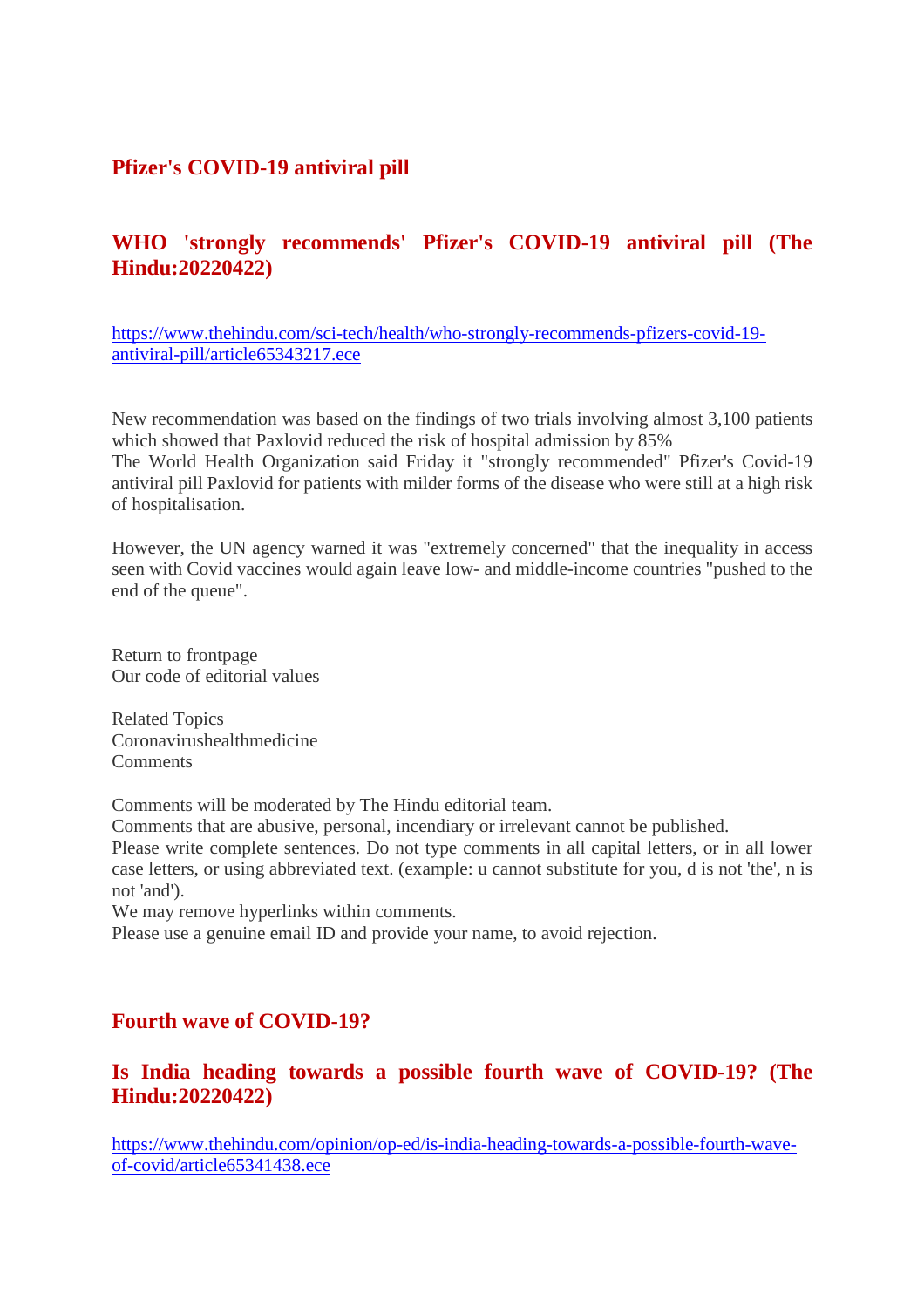## Pfizer's COVID-19 antiviral pill

## WHO 'strongly recommends' Pfizer's COVID-19 antiviral pill (The Hindu:20220422)

https://www.thehindu.com/sci-tech/health/who-strongly-recommends-pfizers-covid-19-antiviral-pill/article65343217.ece

New recommendation was based on the findings of two trials involving almost 3,100 patients which showed that Paxlovid reduced the risk of hospital admission by 85%
The World Health Organization said Friday it "strongly recommended" Pfizer's Covid-19 antiviral pill Paxlovid for patients with milder forms of the disease who were still at a high risk of hospitalisation.

However, the UN agency warned it was "extremely concerned" that the inequality in access seen with Covid vaccines would again leave low- and middle-income countries "pushed to the end of the queue".

Return to frontpage
Our code of editorial values

Related Topics
Coronavirushealthmedicine
Comments

Comments will be moderated by The Hindu editorial team.
Comments that are abusive, personal, incendiary or irrelevant cannot be published.
Please write complete sentences. Do not type comments in all capital letters, or in all lower case letters, or using abbreviated text. (example: u cannot substitute for you, d is not 'the', n is not 'and').
We may remove hyperlinks within comments.
Please use a genuine email ID and provide your name, to avoid rejection.

## Fourth wave of COVID-19?

## Is India heading towards a possible fourth wave of COVID-19? (The Hindu:20220422)

https://www.thehindu.com/opinion/op-ed/is-india-heading-towards-a-possible-fourth-wave-of-covid/article65341438.ece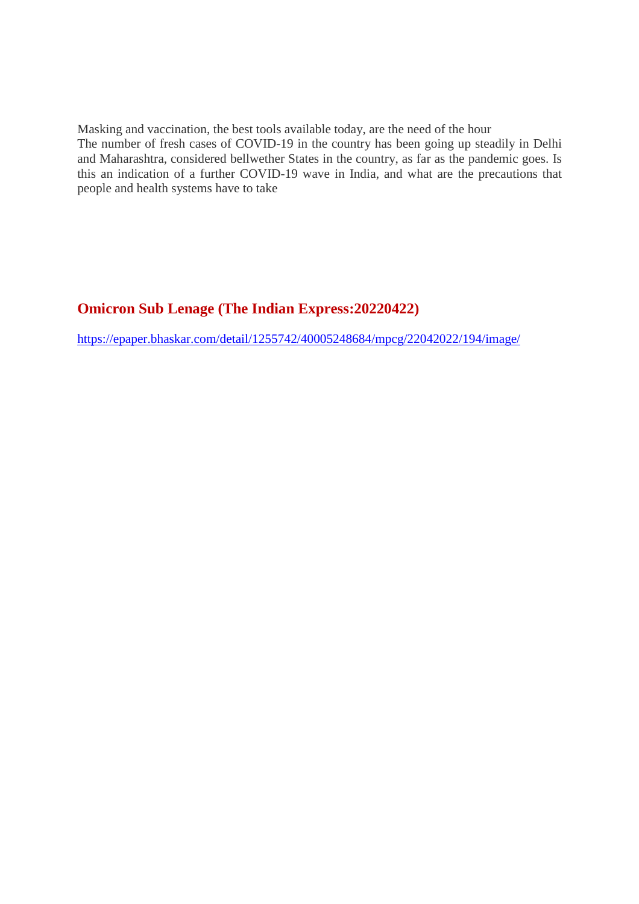Masking and vaccination, the best tools available today, are the need of the hour

The number of fresh cases of COVID-19 in the country has been going up steadily in Delhi and Maharashtra, considered bellwether States in the country, as far as the pandemic goes. Is this an indication of a further COVID-19 wave in India, and what are the precautions that people and health systems have to take

## Omicron Sub Lenage (The Indian Express:20220422)

https://epaper.bhaskar.com/detail/1255742/40005248684/mpcg/22042022/194/image/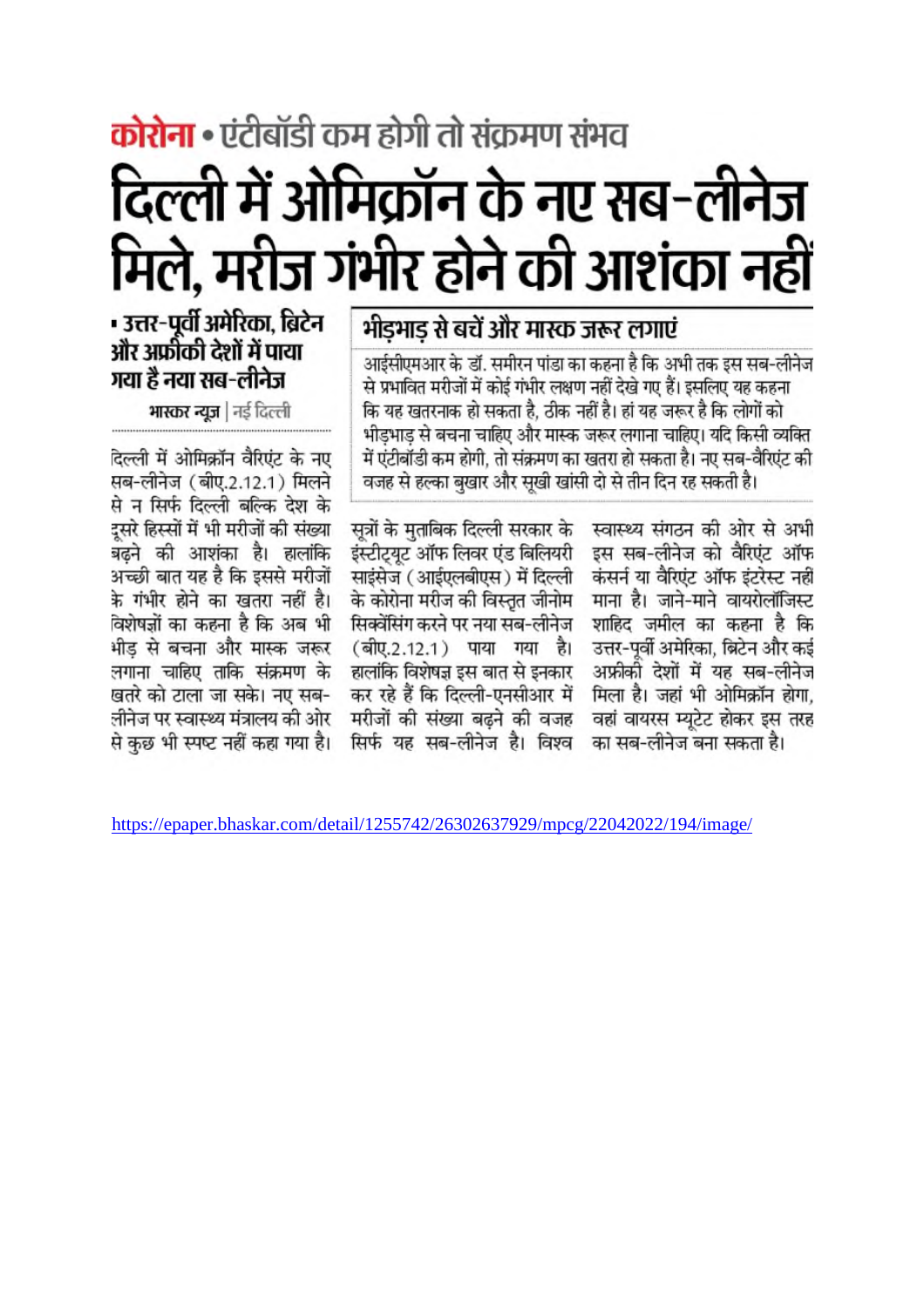**कोरोना** • एंटीबॉडी कम होगी तो संक्रमण संभव

# दिल्ली में ओमिक्रॉन के नए सब-लीनेज मिले, मरीज गंभीर होने की आशंका नहीं

▪ उत्तर-पूर्वी अमेरिका, ब्रिटेन और अफ्रीकी देशों में पाया गया है नया सब-लीनेज

भास्कर न्यूज | नई दिल्ली

दिल्ली में ओमिक्रॉन वैरिएंट के नए सब-लीनेज (बीए.2.12.1) मिलने से न सिर्फ दिल्ली बल्कि देश के दूसरे हिस्सों में भी मरीजों की संख्या बढ़ने की आशंका है। हालांकि अच्छी बात यह है कि इससे मरीजों के गंभीर होने का खतरा नहीं है। विशेषज्ञों का कहना है कि अब भी भीड़ से बचना और मास्क जरूर लगाना चाहिए ताकि संक्रमण के खतरे को टाला जा सके। नए सब-लीनेज पर स्वास्थ्य मंत्रालय की ओर से कुछ भी स्पष्ट नहीं कहा गया है।

## भीड़भाड़ से बचें और मास्क जरूर लगाएं

आईसीएमआर के डॉ. समीरन पांडा का कहना है कि अभी तक इस सब-लीनेज से प्रभावित मरीजों में कोई गंभीर लक्षण नहीं देखे गए हैं। इसलिए यह कहना कि यह खतरनाक हो सकता है, ठीक नहीं है। हां यह जरूर है कि लोगों को भीड़भाड़ से बचना चाहिए और मास्क जरूर लगाना चाहिए। यदि किसी व्यक्ति में एंटीबॉडी कम होगी, तो संक्रमण का खतरा हो सकता है। नए सब-वैरिएंट की वजह से हल्का बुखार और सूखी खांसी दो से तीन दिन रह सकती है।

सूत्रों के मुताबिक दिल्ली सरकार के इंस्टीट्यूट ऑफ लिवर एंड बिलियरी साइंसेज (आईएलबीएस) में दिल्ली के कोरोना मरीज की विस्तृत जीनोम सिक्वेंसिंग करने पर नया सब-लीनेज (बीए.2.12.1) पाया गया है। हालांकि विशेषज्ञ इस बात से इनकार कर रहे हैं कि दिल्ली-एनसीआर में मरीजों की संख्या बढ़ने की वजह सिर्फ यह सब-लीनेज है। विश्व स्वास्थ्य संगठन की ओर से अभी इस सब-लीनेज को वैरिएंट ऑफ कंसर्न या वैरिएंट ऑफ इंटरेस्ट नहीं माना है। जाने-माने वायरोलॉजिस्ट शाहिद जमील का कहना है कि उत्तर-पूर्वी अमेरिका, ब्रिटेन और कई अफ्रीकी देशों में यह सब-लीनेज मिला है। जहां भी ओमिक्रॉन होगा, वहां वायरस म्यूटेट होकर इस तरह का सब-लीनेज बना सकता है।

https://epaper.bhaskar.com/detail/1255742/26302637929/mpcg/22042022/194/image/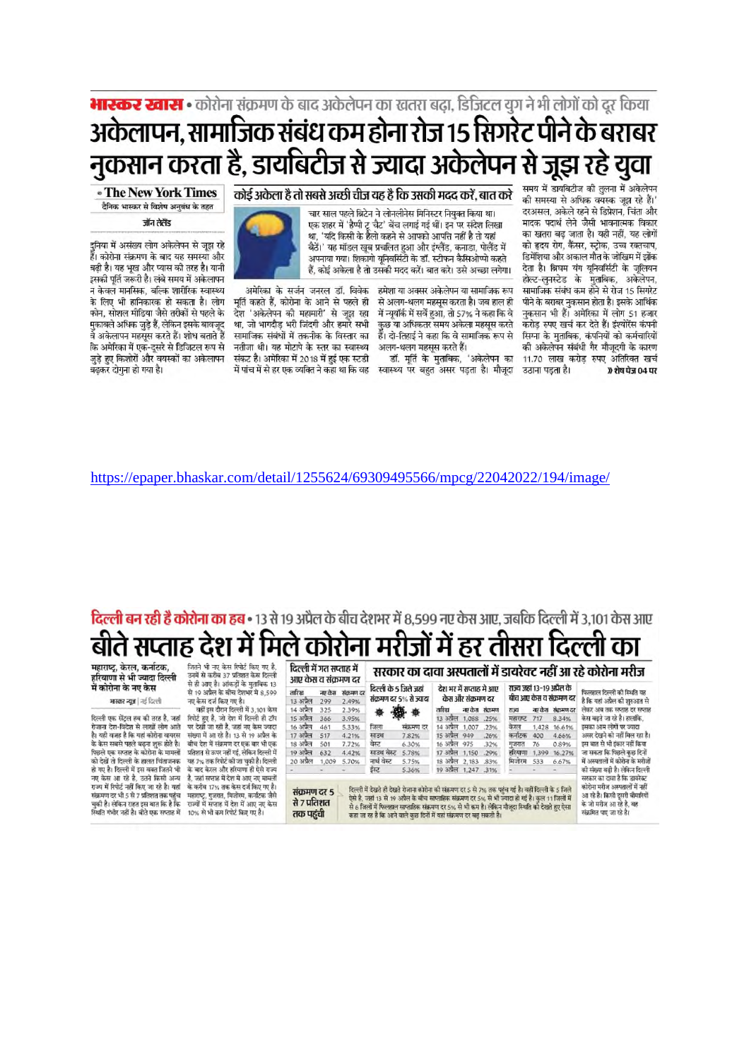**भास्कर खास** • कोरोना संक्रमण के बाद अकेलेपन का खतरा बढ़ा, डिजिटल युग ने भी लोगों को दूर किया

# अकेलापन, सामाजिक संबंध कम होना रोज 15 सिगरेट पीने के बराबर नुकसान करता है, डायबिटीज से ज्यादा अकेलेपन से जूझ रहे युवा

**The New York Times**

दैनिक भास्कर से विशेष अनुबंध के तहत

**जॉन लेलैंड**

दुनिया में असंख्य लोग अकेलेपन से जूझ रहे हैं। कोरोना संक्रमण के बाद यह समस्या और बढ़ी है। यह भूख और प्यास की तरह है। यानी इसकी पूर्ति जरूरी है। लंबे समय में अकेलापन न केवल मानसिक, बल्कि शारीरिक स्वास्थ्य के लिए भी हानिकारक हो सकता है। लोग फोन, सोशल मीडिया जैसे तरीकों से पहले के मुकाबले अधिक जुड़े हैं, लेकिन इसके बावजूद वे अकेलापन महसूस करते हैं। शोध बताते हैं कि अमेरिका में एक-दूसरे से डिजिटल रूप से जुड़े हुए किशोरों और वयस्कों का अकेलापन बढ़कर दोगुना हो गया है।

**कोई अकेला है तो सबसे अच्छी चीज यह है कि उसकी मदद करें, बात करें**

चार साल पहले ब्रिटेन ने लोनलीनेस मिनिस्टर नियुक्त किया था। एक शहर में 'हैप्पी टू चैट' बेंच लगाई गई थीं। इन पर संदेश लिखा था, 'यदि किसी के हैलो कहने से आपको आपत्ति नहीं है तो यहां बैठें।' यह मॉडल खूब प्रचलित हुआ और इंग्लैंड, कनाडा, पोलैंड में अपनाया गया। शिकागो यूनिवर्सिटी के डॉ. स्टीफन कैसिओप्पो कहते हैं, कोई अकेला है तो उसकी मदद करें। बात करें। उसे अच्छा लगेगा।

अमेरिका के सर्जन जनरल डॉ. विवेक मूर्ति कहते हैं, कोरोना के आने से पहले ही देश 'अकेलेपन की महामारी' से जूझ रहा था, जो भागदौड़ भरी जिंदगी और हमारे सभी सामाजिक संबंधों में तकनीक के विस्तार का नतीजा थी। यह मोटापे के स्तर का स्वास्थ्य संकट है। अमेरिका में 2018 में हुई एक स्टडी में पांच में से हर एक व्यक्ति ने कहा था कि वह हमेशा या अक्सर अकेलेपन या सामाजिक रूप से अलग-थलग महसूस करता है। जब हाल ही में न्यूयॉर्क में सर्वे हुआ, तो 57% ने कहा कि वे कुछ या अधिकतर समय अकेला महसूस करते हैं। दो-तिहाई ने कहा कि वे सामाजिक रूप से अलग-थलग महसूस करते हैं।

डॉ. मूर्ति के मुताबिक, 'अकेलेपन का स्वास्थ्य पर बहुत असर पड़ता है। मौजूदा समय में डायबिटीज की तुलना में अकेलेपन की समस्या से अधिक वयस्क जूझ रहे हैं।' दरअसल, अकेले रहने से डिप्रेशन, चिंता और मादक पदार्थ लेने जैसी भावनात्मक विकार का खतरा बढ़ जाता है। यही नहीं, उन लोगों को हृदय रोग, कैंसर, स्ट्रोक, उच्च रक्तचाप, डिमेंशिया और अकाल मौत के जोखिम में झोंक देता है। ब्रिघम यंग यूनिवर्सिटी के जूलियन होल्ट-लुनस्टेड के मुताबिक, अकेलापन, सामाजिक संबंध कम होने से रोज 15 सिगरेट पीने के बराबर नुकसान होता है। इसके आर्थिक नुकसान भी हैं। अमेरिका में लोग 51 हजार करोड़ रुपए खर्च कर देते हैं। इंश्योरेंस कंपनी सिग्ना के मुताबिक, कंपनियों को कर्मचारियों की अकेलेपन संबंधी गैर मौजूदगी के कारण 11.70 लाख करोड़ रुपए अतिरिक्त खर्च उठाना पड़ता है। **» शेष पेज 04 पर**

https://epaper.bhaskar.com/detail/1255624/69309495566/mpcg/22042022/194/image/

**दिल्ली बन रही है कोरोना का हब** • 13 से 19 अप्रैल के बीच देशभर में 8,599 नए केस आए, जबकि दिल्ली में 3,101 केस आए

# बीते सप्ताह देश में मिले कोरोना मरीजों में हर तीसरा दिल्ली का

**महाराष्ट्र, केरल, कर्नाटक, हरियाणा से भी ज्यादा दिल्ली में कोरोना के नए केस**

**भास्कर न्यूज | नई दिल्ली**

दिल्ली एक सेंट्रल हब की तरह है, जहां रोजाना देश-विदेश से लाखों लोग आते हैं। यही वजह है कि यहां कोरोना वायरस के केस सबसे पहले बढ़ना शुरू होते हैं। पिछले एक सप्ताह से कोरोना के मामलों को देखें तो दिल्ली के हालात चिंताजनक हो गए हैं। दिल्ली में इस वक्त जितने भी नए केस आ रहे हैं, उतने किसी अन्य राज्य में रिपोर्ट नहीं किए जा रहे हैं। यहां संक्रमण दर भी 5 से 7 प्रतिशत तक पहुंच चुकी है। लेकिन राहत इस बात की है कि स्थिति गंभीर नहीं है। बीते एक सप्ताह में जितने भी नए केस रिपोर्ट किए गए हैं, उनमें से करीब 37 प्रतिशत केस दिल्ली से ही आए हैं। आंकड़ों के मुताबिक 13 से 19 अप्रैल के बीच देशभर में 8,599 नए केस दर्ज किए गए हैं।

वहीं इस दौरान दिल्ली में 3,101 केस रिपोर्ट हुए हैं, जो देश में दिल्ली से टॉप पर देखी जा रही है, जहां नए केस ज्यादा संख्या में आ रहे हैं। 13 से 19 अप्रैल के बीच देश में संक्रमण दर एक बार भी एक प्रतिशत से ऊपर नहीं गई, लेकिन दिल्ली में यह 7% तक रिपोर्ट की जा चुकी है। दिल्ली के बाद केरल और हरियाणा ही ऐसे राज्य हैं, जहां सप्ताह में देश में आए नए मामलों के करीब 17% तक केस दर्ज किए गए हैं। महाराष्ट्र, गुजरात, मिजोरम, कर्नाटक जैसे राज्यों में सप्ताह में देश में आए नए केस 10% से भी कम रिपोर्ट किए गए हैं।

**दिल्ली में गत सप्ताह में आए नए केस व संक्रमण दर**

| तारीख | नए केस | संक्रमण दर |
|---|---|---|
| 13 अप्रैल | 299 | 2.49% |
| 14 अप्रैल | 325 | 2.39% |
| 15 अप्रैल | 366 | 3.95% |
| 16 अप्रैल | 461 | 5.33% |
| 17 अप्रैल | 517 | 4.21% |
| 18 अप्रैल | 501 | 7.72% |
| 19 अप्रैल | 632 | 4.42% |
| 20 अप्रैल | 1,009 | 5.70% |

**सरकार का दावा अस्पतालों में डायरेक्ट नहीं आ रहे कोरोना मरीज**

**दिल्ली के 5 जिले जहां संक्रमण दर 5% से ज्यादा**

| जिला | संक्रमण दर |
|---|---|
| साउथ | 7.82% |
| वेस्ट | 6.30% |
| साउथ वेस्ट | 5.78% |
| नार्थ वेस्ट | 5.75% |
| ईस्ट | 5.36% |

**देश भर में सप्ताह में आए केस और संक्रमण दर**

| तारीख | नए केस | संक्रमण |
|---|---|---|
| 13 अप्रैल | 1,088 | .25% |
| 14 अप्रैल | 1,007 | .23% |
| 15 अप्रैल | 949 | .26% |
| 16 अप्रैल | 975 | .32% |
| 17 अप्रैल | 1,150 | .29% |
| 18 अप्रैल | 2,183 | .83% |
| 19 अप्रैल | 1,247 | .31% |

**राज्य जहां 13-19 अप्रैल के बीच आए केस व संक्रमण दर**

| राज्य | नए केस | संक्रमण दर |
|---|---|---|
| महाराष्ट्र | 717 | 8.34% |
| केरल | 1,428 | 16.61% |
| कर्नाटक | 400 | 4.66% |
| गुजरात | 76 | 0.89% |
| हरियाणा | 1,399 | 16.27% |
| मिजोरम | 533 | 6.67% |

फिलहाल दिल्ली की स्थिति यह है कि यहां अप्रैल की शुरुआत से लेकर अब तक सप्ताह दर सप्ताह केस बढ़ते जा रहे हैं। हालांकि, इसका आम लोगों पर ज्यादा असर देखने को नहीं मिल रहा है। इस बात से भी इंकार नहीं किया जा सकता कि पिछले कुछ दिनों में अस्पतालों में कोरोना के मरीजों की संख्या बढ़ी है। लेकिन दिल्ली सरकार का दावा है कि डायरेक्ट कोरोना मरीज अस्पतालों में नहीं आ रहे हैं। किसी दूसरी बीमारियों के जो मरीज आ रहे हैं, वह संक्रमित पाए जा रहे हैं।

**संक्रमण दर 5 से 7 प्रतिशत तक पहुंची**

दिल्ली में देखते ही देखते रोजाना कोरोना की संक्रमण दर 5 से 7% तक पहुंच गई है। वहीं दिल्ली के 5 जिले ऐसे है, जहां 13 से 19 अप्रैल के बीच साप्ताहिक संक्रमण दर 5% से भी ज्यादा हो गई है। कुल 11 जिलों में से 6 जिलों में फिलहाल साप्ताहिक संक्रमण दर 5% से भी कम है। लेकिन मौजूदा स्थिति को देखते हुए ऐसा कहा जा रहा है कि आने वाले कुछ दिनों में यहां संक्रमण दर बढ़ सकती है।